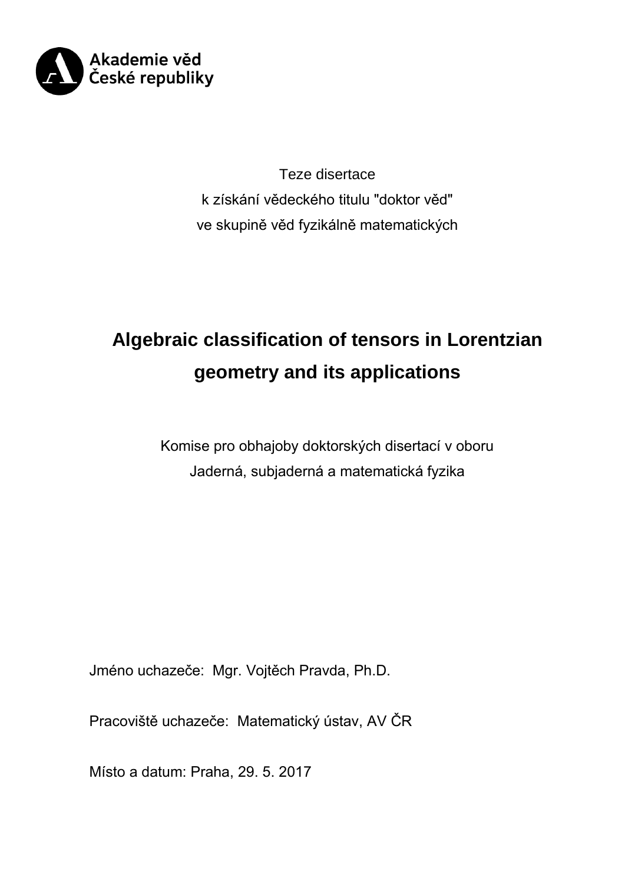Akademie věd
České republiky

Teze disertace
k získání vědeckého titulu "doktor věd"
ve skupině věd fyzikálně matematických

# Algebraic classification of tensors in Lorentzian geometry and its applications

Komise pro obhajoby doktorských disertací v oboru
Jaderná, subjaderná a matematická fyzika

Jméno uchazeče: Mgr. Vojtěch Pravda, Ph.D.

Pracoviště uchazeče: Matematický ústav, AV ČR

Místo a datum: Praha, 29. 5. 2017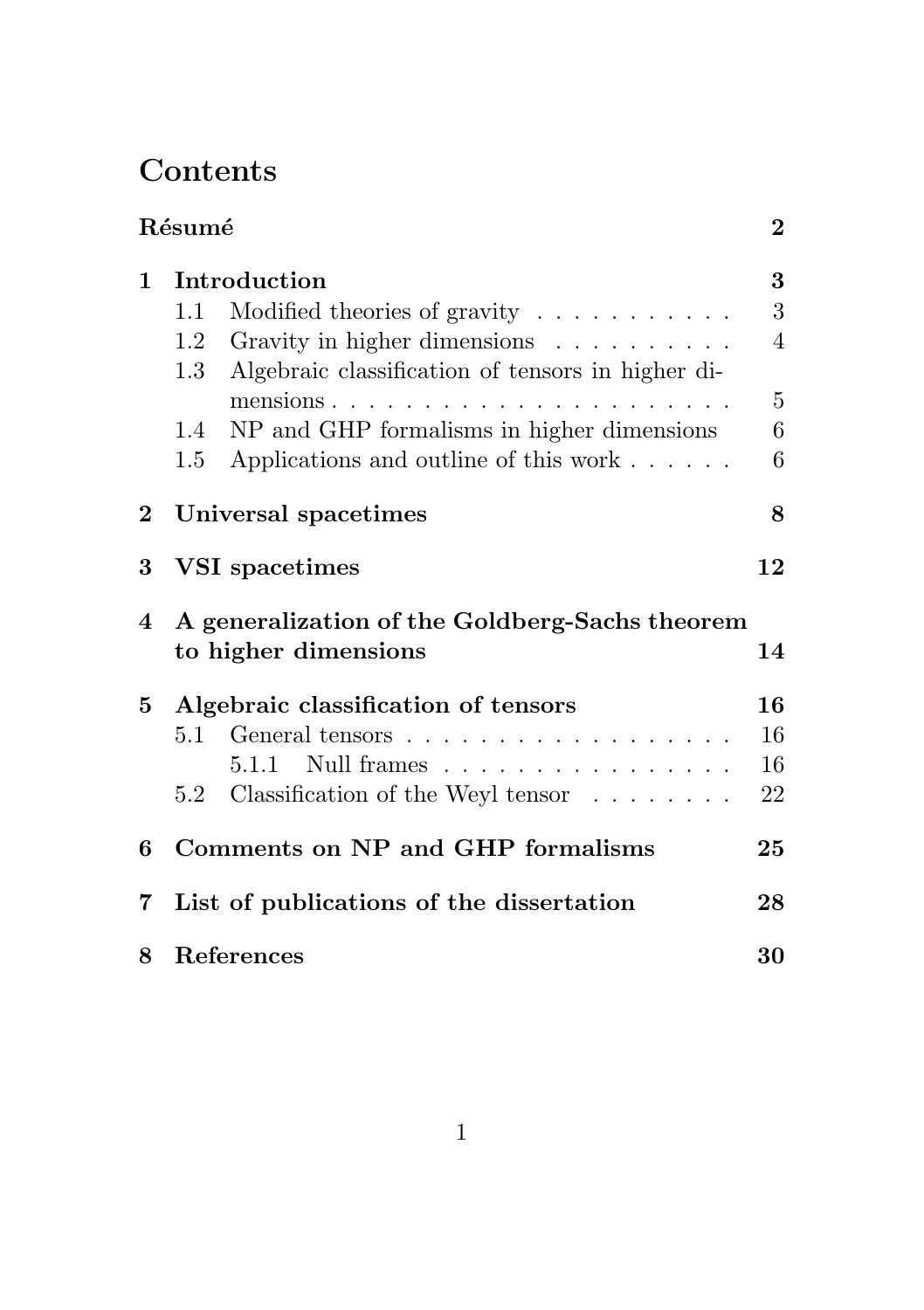# Contents

**Résumé** 2

**1 Introduction** 3

- 1.1 Modified theories of gravity . . . . . . . . . . . 3
- 1.2 Gravity in higher dimensions . . . . . . . . . . 4
- 1.3 Algebraic classification of tensors in higher dimensions . . . . . . . . . . . . . . . . . . . . . . 5
- 1.4 NP and GHP formalisms in higher dimensions 6
- 1.5 Applications and outline of this work . . . . . . 6

**2 Universal spacetimes** 8

**3 VSI spacetimes** 12

**4 A generalization of the Goldberg-Sachs theorem to higher dimensions** 14

**5 Algebraic classification of tensors** 16

- 5.1 General tensors . . . . . . . . . . . . . . . . . . 16
  - 5.1.1 Null frames . . . . . . . . . . . . . . . . 16
- 5.2 Classification of the Weyl tensor . . . . . . . . 22

**6 Comments on NP and GHP formalisms** 25

**7 List of publications of the dissertation** 28

**8 References** 30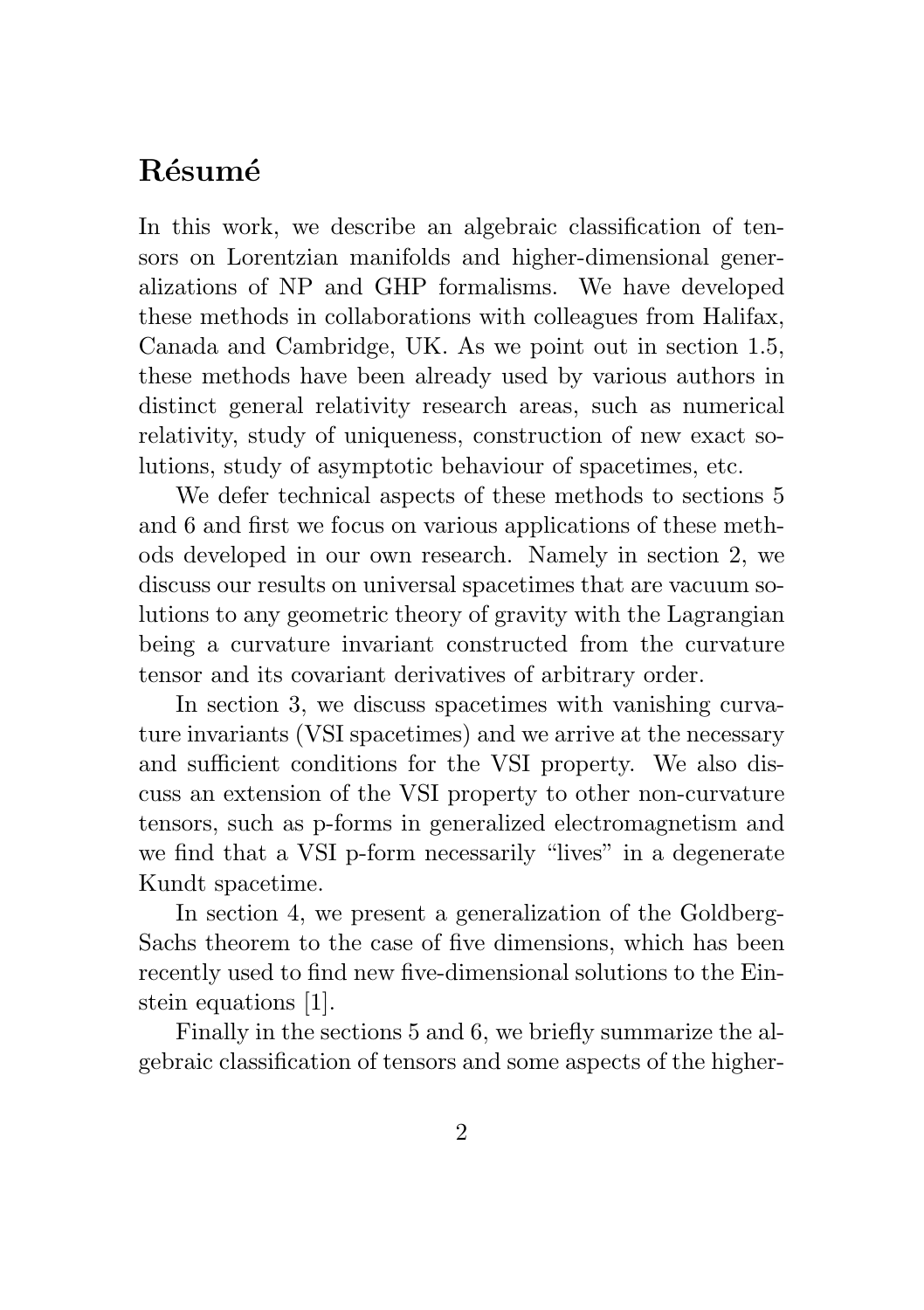# Résumé

In this work, we describe an algebraic classification of tensors on Lorentzian manifolds and higher-dimensional generalizations of NP and GHP formalisms. We have developed these methods in collaborations with colleagues from Halifax, Canada and Cambridge, UK. As we point out in section 1.5, these methods have been already used by various authors in distinct general relativity research areas, such as numerical relativity, study of uniqueness, construction of new exact solutions, study of asymptotic behaviour of spacetimes, etc.

We defer technical aspects of these methods to sections 5 and 6 and first we focus on various applications of these methods developed in our own research. Namely in section 2, we discuss our results on universal spacetimes that are vacuum solutions to any geometric theory of gravity with the Lagrangian being a curvature invariant constructed from the curvature tensor and its covariant derivatives of arbitrary order.

In section 3, we discuss spacetimes with vanishing curvature invariants (VSI spacetimes) and we arrive at the necessary and sufficient conditions for the VSI property. We also discuss an extension of the VSI property to other non-curvature tensors, such as p-forms in generalized electromagnetism and we find that a VSI p-form necessarily "lives" in a degenerate Kundt spacetime.

In section 4, we present a generalization of the Goldberg-Sachs theorem to the case of five dimensions, which has been recently used to find new five-dimensional solutions to the Einstein equations [1].

Finally in the sections 5 and 6, we briefly summarize the algebraic classification of tensors and some aspects of the higher-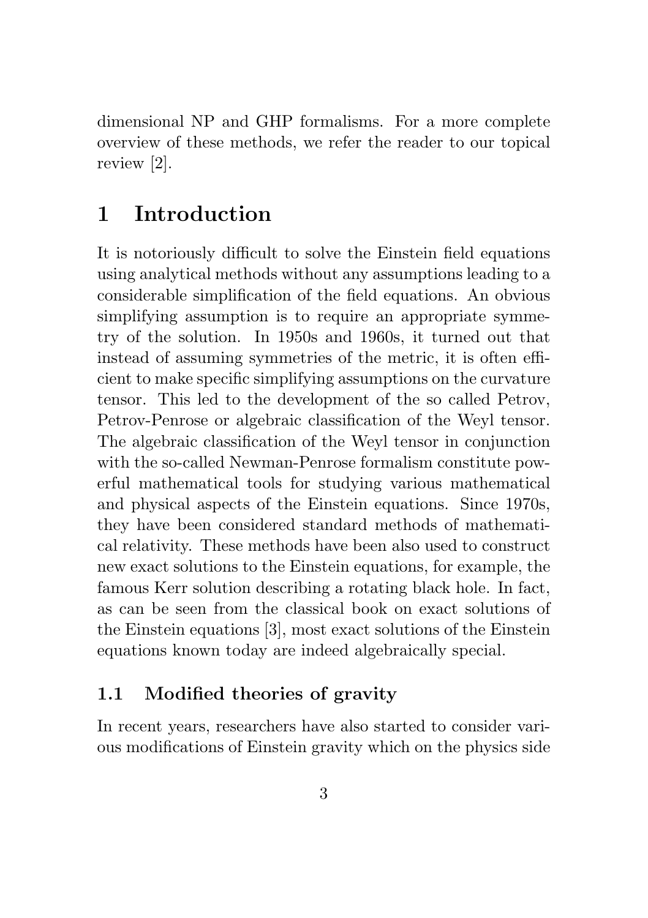dimensional NP and GHP formalisms. For a more complete overview of these methods, we refer the reader to our topical review [2].

# 1 Introduction

It is notoriously difficult to solve the Einstein field equations using analytical methods without any assumptions leading to a considerable simplification of the field equations. An obvious simplifying assumption is to require an appropriate symmetry of the solution. In 1950s and 1960s, it turned out that instead of assuming symmetries of the metric, it is often efficient to make specific simplifying assumptions on the curvature tensor. This led to the development of the so called Petrov, Petrov-Penrose or algebraic classification of the Weyl tensor. The algebraic classification of the Weyl tensor in conjunction with the so-called Newman-Penrose formalism constitute powerful mathematical tools for studying various mathematical and physical aspects of the Einstein equations. Since 1970s, they have been considered standard methods of mathematical relativity. These methods have been also used to construct new exact solutions to the Einstein equations, for example, the famous Kerr solution describing a rotating black hole. In fact, as can be seen from the classical book on exact solutions of the Einstein equations [3], most exact solutions of the Einstein equations known today are indeed algebraically special.

## 1.1 Modified theories of gravity

In recent years, researchers have also started to consider various modifications of Einstein gravity which on the physics side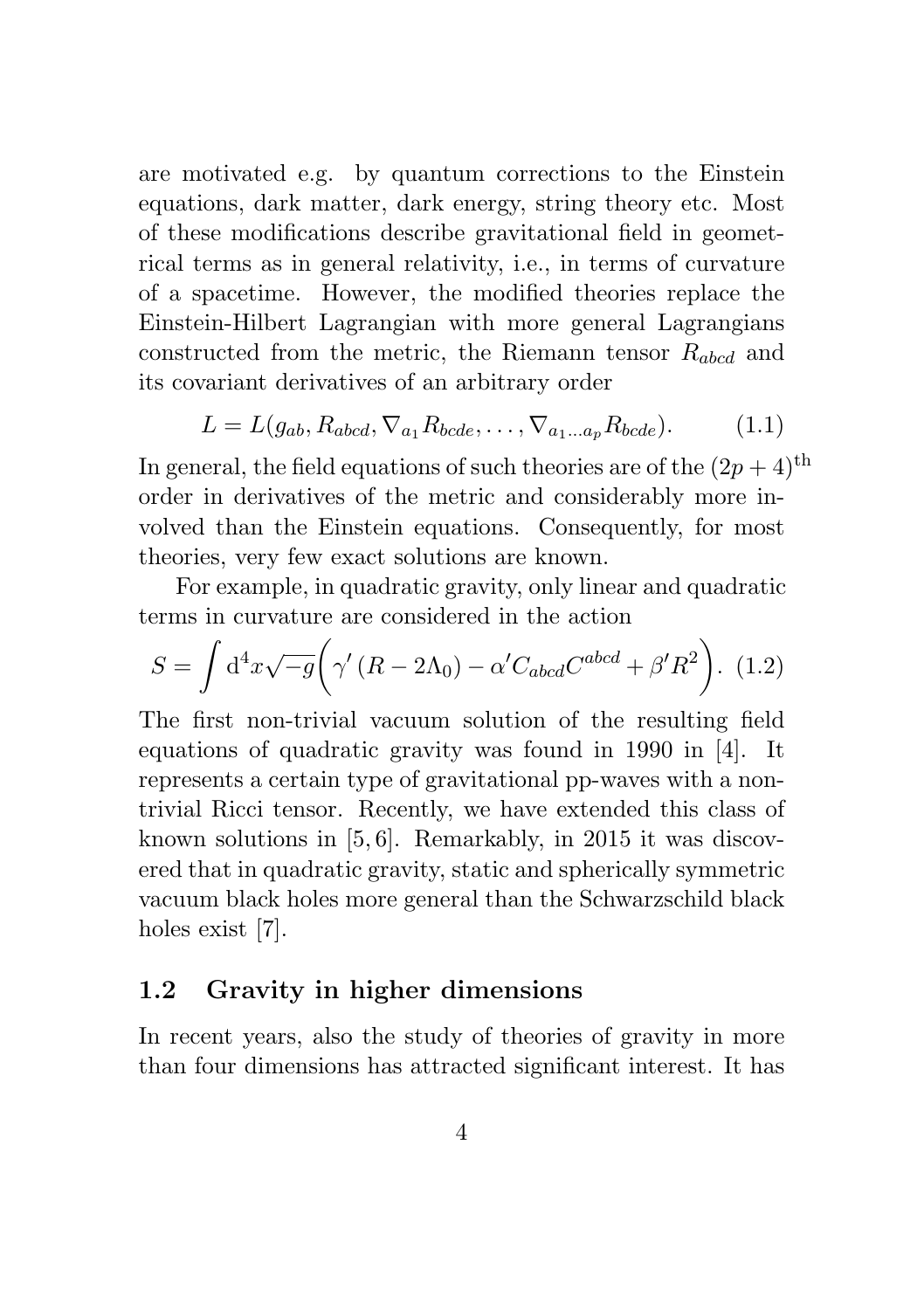are motivated e.g. by quantum corrections to the Einstein equations, dark matter, dark energy, string theory etc. Most of these modifications describe gravitational field in geometrical terms as in general relativity, i.e., in terms of curvature of a spacetime. However, the modified theories replace the Einstein-Hilbert Lagrangian with more general Lagrangians constructed from the metric, the Riemann tensor $R_{abcd}$ and its covariant derivatives of an arbitrary order

$$L = L(g_{ab}, R_{abcd}, \nabla_{a_1} R_{bcde}, \ldots, \nabla_{a_1 \ldots a_p} R_{bcde}). \tag{1.1}$$

In general, the field equations of such theories are of the $(2p+4)^{\mathrm{th}}$ order in derivatives of the metric and considerably more involved than the Einstein equations. Consequently, for most theories, very few exact solutions are known.

For example, in quadratic gravity, only linear and quadratic terms in curvature are considered in the action

$$S = \int \mathrm{d}^4 x \sqrt{-g} \bigg( \gamma' \left( R - 2\Lambda_0 \right) - \alpha' C_{abcd} C^{abcd} + \beta' R^2 \bigg). \tag{1.2}$$

The first non-trivial vacuum solution of the resulting field equations of quadratic gravity was found in 1990 in [4]. It represents a certain type of gravitational pp-waves with a non-trivial Ricci tensor. Recently, we have extended this class of known solutions in [5, 6]. Remarkably, in 2015 it was discovered that in quadratic gravity, static and spherically symmetric vacuum black holes more general than the Schwarzschild black holes exist [7].

## 1.2 Gravity in higher dimensions

In recent years, also the study of theories of gravity in more than four dimensions has attracted significant interest. It has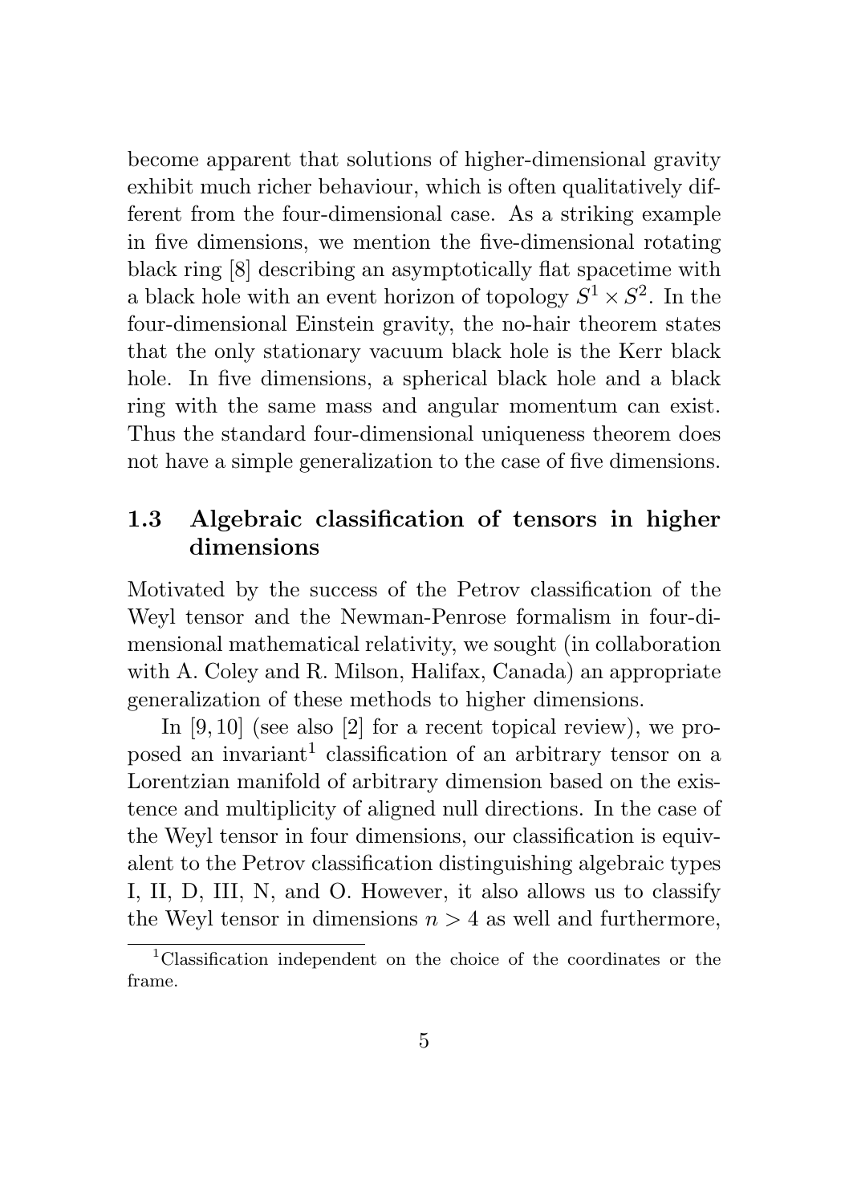become apparent that solutions of higher-dimensional gravity exhibit much richer behaviour, which is often qualitatively different from the four-dimensional case. As a striking example in five dimensions, we mention the five-dimensional rotating black ring [8] describing an asymptotically flat spacetime with a black hole with an event horizon of topology $S^1 \times S^2$. In the four-dimensional Einstein gravity, the no-hair theorem states that the only stationary vacuum black hole is the Kerr black hole. In five dimensions, a spherical black hole and a black ring with the same mass and angular momentum can exist. Thus the standard four-dimensional uniqueness theorem does not have a simple generalization to the case of five dimensions.

## 1.3 Algebraic classification of tensors in higher dimensions

Motivated by the success of the Petrov classification of the Weyl tensor and the Newman-Penrose formalism in four-dimensional mathematical relativity, we sought (in collaboration with A. Coley and R. Milson, Halifax, Canada) an appropriate generalization of these methods to higher dimensions.

In [9, 10] (see also [2] for a recent topical review), we proposed an invariant[1] classification of an arbitrary tensor on a Lorentzian manifold of arbitrary dimension based on the existence and multiplicity of aligned null directions. In the case of the Weyl tensor in four dimensions, our classification is equivalent to the Petrov classification distinguishing algebraic types I, II, D, III, N, and O. However, it also allows us to classify the Weyl tensor in dimensions $n > 4$ as well and furthermore,

[1] Classification independent on the choice of the coordinates or the frame.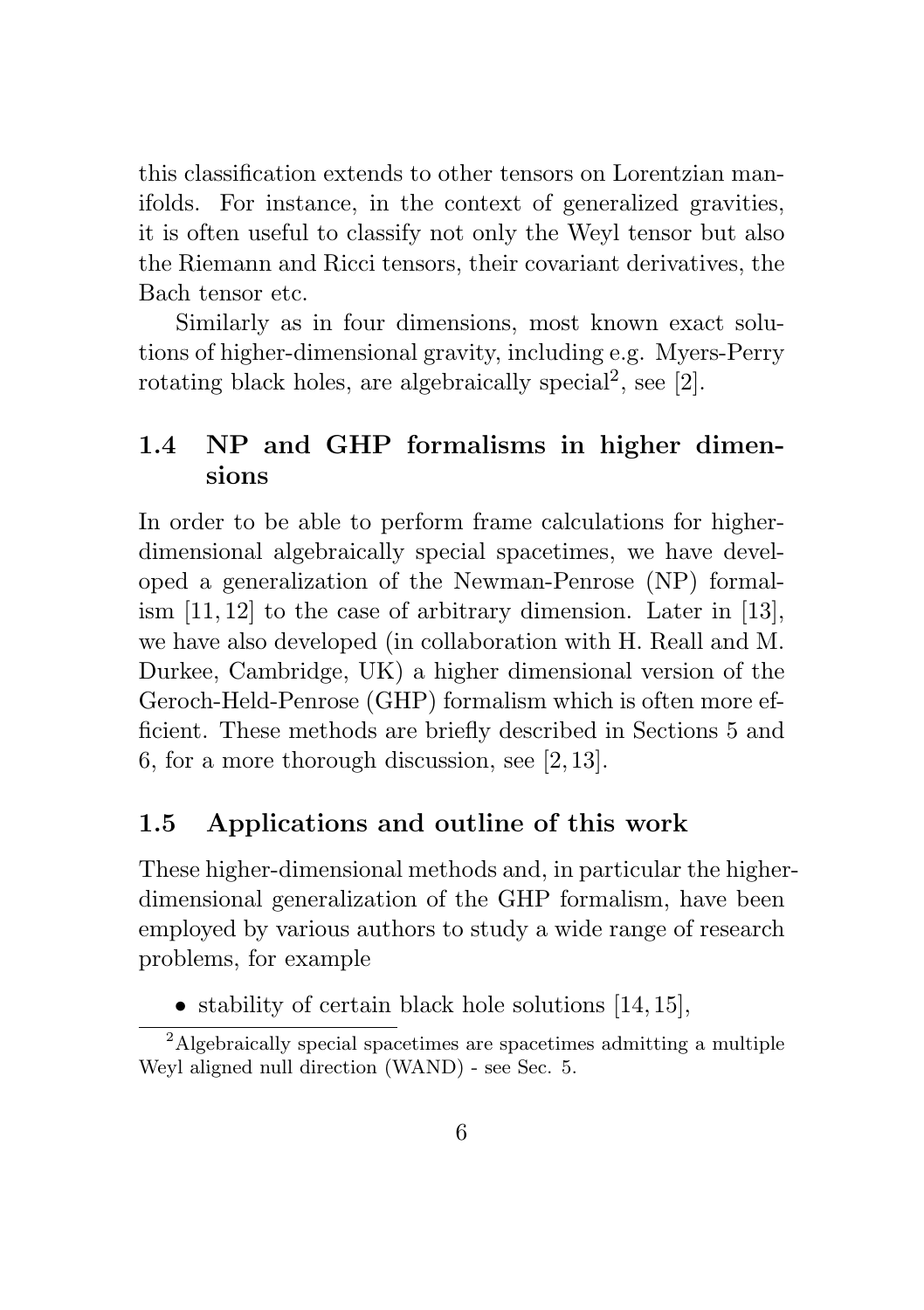this classification extends to other tensors on Lorentzian manifolds. For instance, in the context of generalized gravities, it is often useful to classify not only the Weyl tensor but also the Riemann and Ricci tensors, their covariant derivatives, the Bach tensor etc.

Similarly as in four dimensions, most known exact solutions of higher-dimensional gravity, including e.g. Myers-Perry rotating black holes, are algebraically special[2], see [2].

## 1.4 NP and GHP formalisms in higher dimensions

In order to be able to perform frame calculations for higher-dimensional algebraically special spacetimes, we have developed a generalization of the Newman-Penrose (NP) formalism [11, 12] to the case of arbitrary dimension. Later in [13], we have also developed (in collaboration with H. Reall and M. Durkee, Cambridge, UK) a higher dimensional version of the Geroch-Held-Penrose (GHP) formalism which is often more efficient. These methods are briefly described in Sections 5 and 6, for a more thorough discussion, see [2, 13].

## 1.5 Applications and outline of this work

These higher-dimensional methods and, in particular the higher-dimensional generalization of the GHP formalism, have been employed by various authors to study a wide range of research problems, for example

- stability of certain black hole solutions [14, 15],

[2] Algebraically special spacetimes are spacetimes admitting a multiple Weyl aligned null direction (WAND) - see Sec. 5.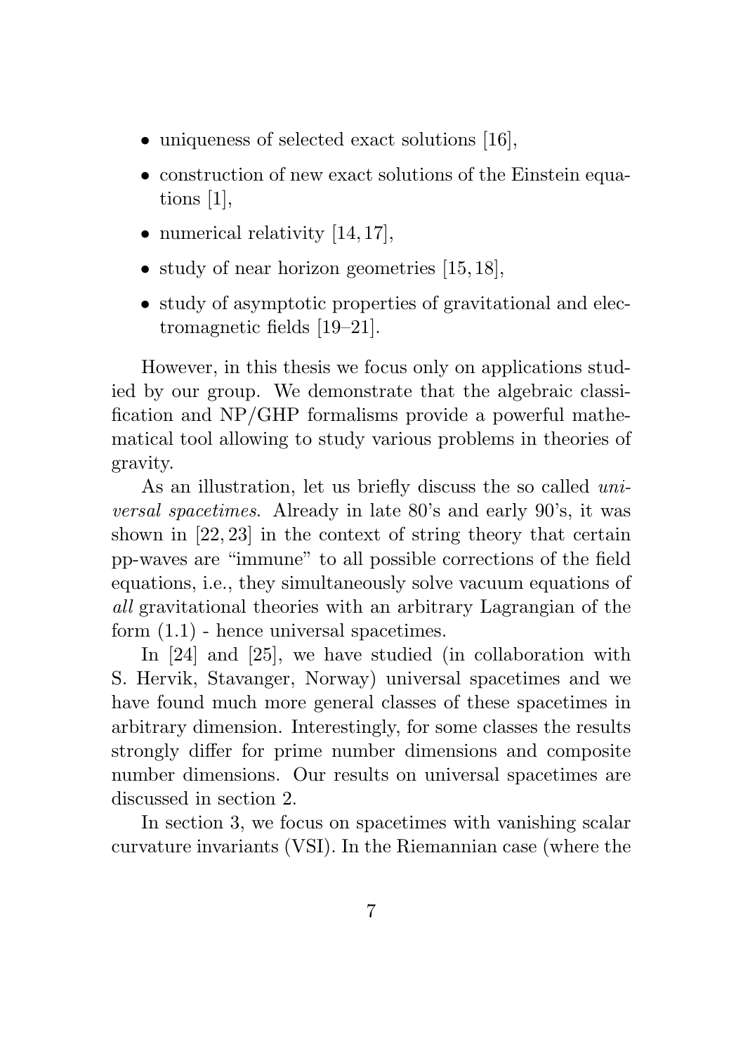- uniqueness of selected exact solutions [16],
- construction of new exact solutions of the Einstein equations [1],
- numerical relativity [14, 17],
- study of near horizon geometries [15, 18],
- study of asymptotic properties of gravitational and electromagnetic fields [19–21].

However, in this thesis we focus only on applications studied by our group. We demonstrate that the algebraic classification and NP/GHP formalisms provide a powerful mathematical tool allowing to study various problems in theories of gravity.

As an illustration, let us briefly discuss the so called *universal spacetimes*. Already in late 80's and early 90's, it was shown in [22, 23] in the context of string theory that certain pp-waves are "immune" to all possible corrections of the field equations, i.e., they simultaneously solve vacuum equations of *all* gravitational theories with an arbitrary Lagrangian of the form (1.1) - hence universal spacetimes.

In [24] and [25], we have studied (in collaboration with S. Hervik, Stavanger, Norway) universal spacetimes and we have found much more general classes of these spacetimes in arbitrary dimension. Interestingly, for some classes the results strongly differ for prime number dimensions and composite number dimensions. Our results on universal spacetimes are discussed in section 2.

In section 3, we focus on spacetimes with vanishing scalar curvature invariants (VSI). In the Riemannian case (where the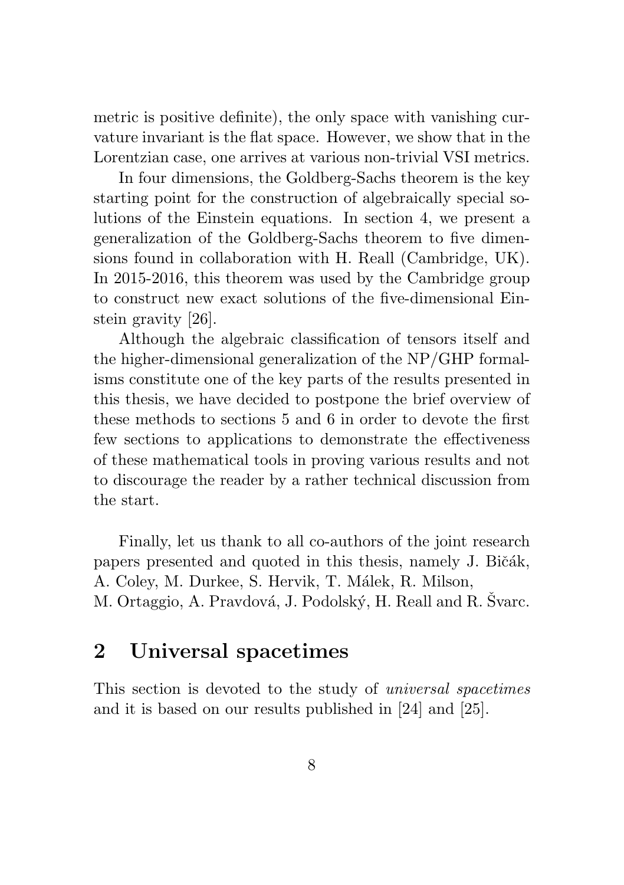metric is positive definite), the only space with vanishing curvature invariant is the flat space. However, we show that in the Lorentzian case, one arrives at various non-trivial VSI metrics.

In four dimensions, the Goldberg-Sachs theorem is the key starting point for the construction of algebraically special solutions of the Einstein equations. In section 4, we present a generalization of the Goldberg-Sachs theorem to five dimensions found in collaboration with H. Reall (Cambridge, UK). In 2015-2016, this theorem was used by the Cambridge group to construct new exact solutions of the five-dimensional Einstein gravity [26].

Although the algebraic classification of tensors itself and the higher-dimensional generalization of the NP/GHP formalisms constitute one of the key parts of the results presented in this thesis, we have decided to postpone the brief overview of these methods to sections 5 and 6 in order to devote the first few sections to applications to demonstrate the effectiveness of these mathematical tools in proving various results and not to discourage the reader by a rather technical discussion from the start.

Finally, let us thank to all co-authors of the joint research papers presented and quoted in this thesis, namely J. Bičák, A. Coley, M. Durkee, S. Hervik, T. Málek, R. Milson, M. Ortaggio, A. Pravdová, J. Podolský, H. Reall and R. Švarc.

## 2 Universal spacetimes

This section is devoted to the study of *universal spacetimes* and it is based on our results published in [24] and [25].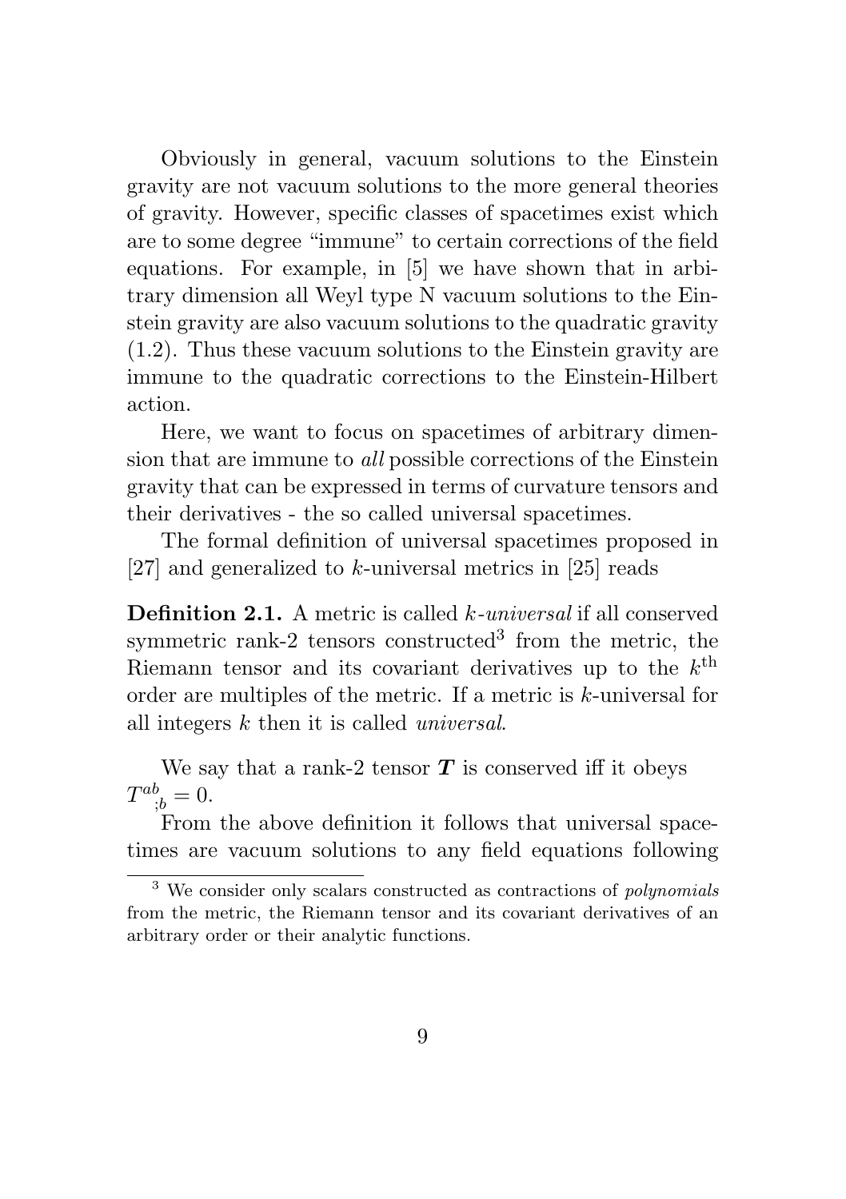Obviously in general, vacuum solutions to the Einstein gravity are not vacuum solutions to the more general theories of gravity. However, specific classes of spacetimes exist which are to some degree "immune" to certain corrections of the field equations. For example, in [5] we have shown that in arbitrary dimension all Weyl type N vacuum solutions to the Einstein gravity are also vacuum solutions to the quadratic gravity (1.2). Thus these vacuum solutions to the Einstein gravity are immune to the quadratic corrections to the Einstein-Hilbert action.

Here, we want to focus on spacetimes of arbitrary dimension that are immune to *all* possible corrections of the Einstein gravity that can be expressed in terms of curvature tensors and their derivatives - the so called universal spacetimes.

The formal definition of universal spacetimes proposed in [27] and generalized to $k$-universal metrics in [25] reads

**Definition 2.1.** A metric is called *$k$-universal* if all conserved symmetric rank-2 tensors constructed[3] from the metric, the Riemann tensor and its covariant derivatives up to the $k^{\text{th}}$ order are multiples of the metric. If a metric is $k$-universal for all integers $k$ then it is called *universal*.

We say that a rank-2 tensor $\boldsymbol{T}$ is conserved iff it obeys $T^{ab}{}_{;b} = 0$.

From the above definition it follows that universal spacetimes are vacuum solutions to any field equations following

[3] We consider only scalars constructed as contractions of *polynomials* from the metric, the Riemann tensor and its covariant derivatives of an arbitrary order or their analytic functions.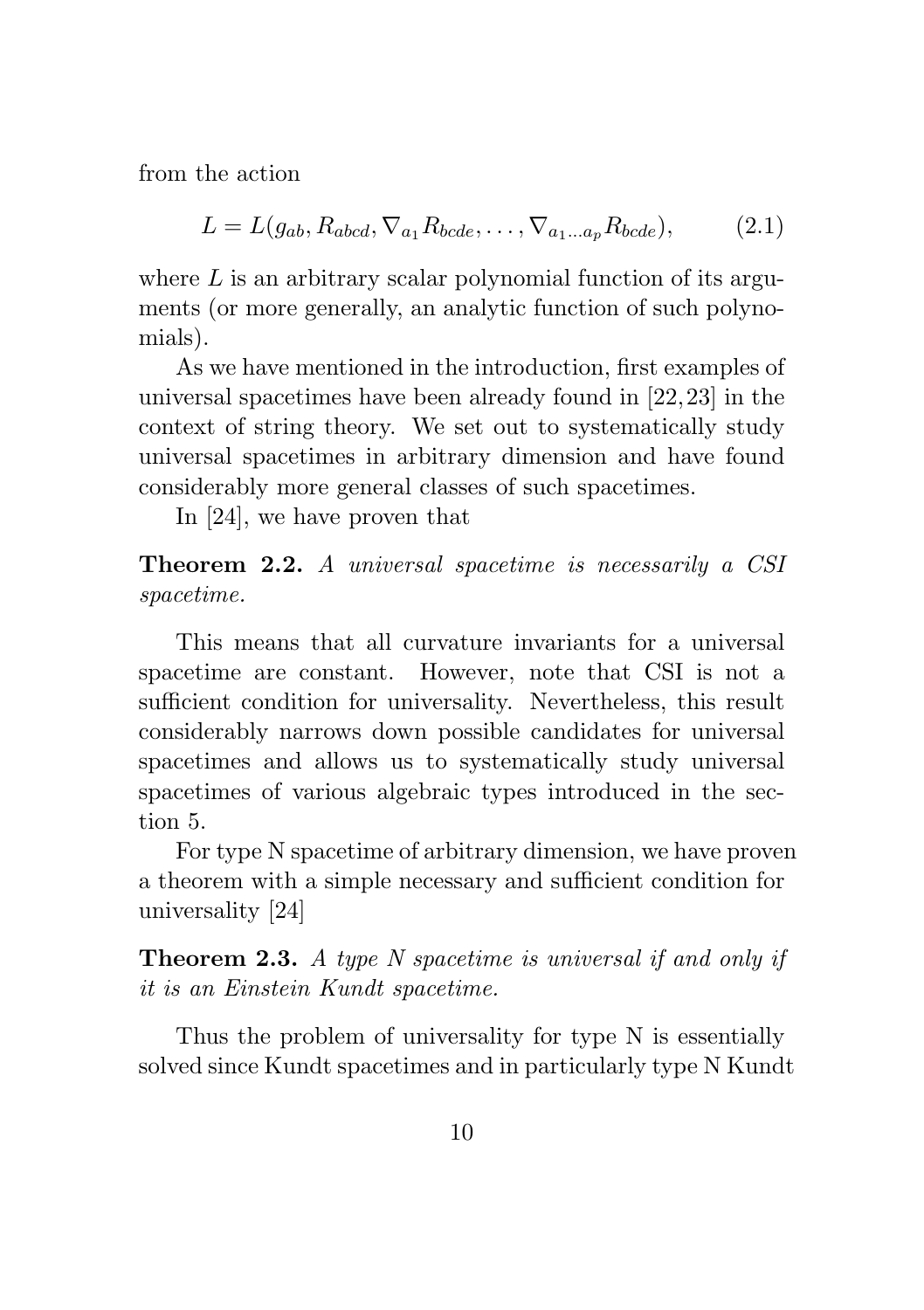from the action

$$L = L(g_{ab}, R_{abcd}, \nabla_{a_1} R_{bcde}, \ldots, \nabla_{a_1 \ldots a_p} R_{bcde}), \tag{2.1}$$

where $L$ is an arbitrary scalar polynomial function of its arguments (or more generally, an analytic function of such polynomials).

As we have mentioned in the introduction, first examples of universal spacetimes have been already found in [22, 23] in the context of string theory. We set out to systematically study universal spacetimes in arbitrary dimension and have found considerably more general classes of such spacetimes.

In [24], we have proven that

**Theorem 2.2.** *A universal spacetime is necessarily a CSI spacetime.*

This means that all curvature invariants for a universal spacetime are constant. However, note that CSI is not a sufficient condition for universality. Nevertheless, this result considerably narrows down possible candidates for universal spacetimes and allows us to systematically study universal spacetimes of various algebraic types introduced in the section 5.

For type N spacetime of arbitrary dimension, we have proven a theorem with a simple necessary and sufficient condition for universality [24]

**Theorem 2.3.** *A type N spacetime is universal if and only if it is an Einstein Kundt spacetime.*

Thus the problem of universality for type N is essentially solved since Kundt spacetimes and in particularly type N Kundt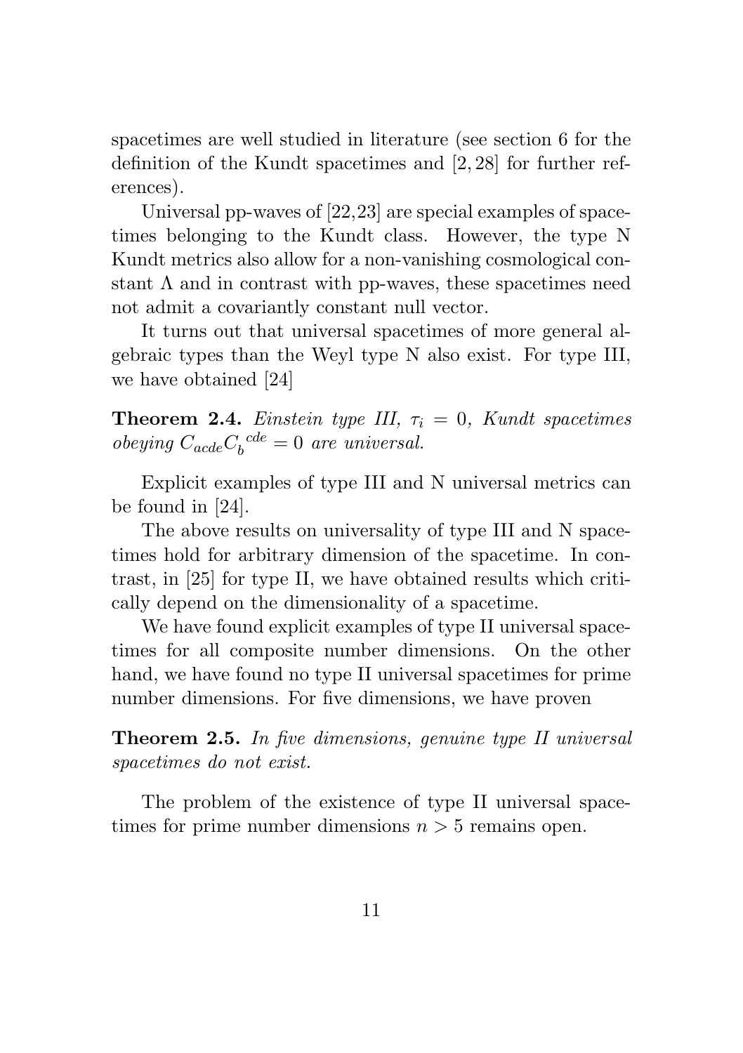spacetimes are well studied in literature (see section 6 for the definition of the Kundt spacetimes and [2, 28] for further references).

Universal pp-waves of [22,23] are special examples of spacetimes belonging to the Kundt class. However, the type N Kundt metrics also allow for a non-vanishing cosmological constant $\Lambda$ and in contrast with pp-waves, these spacetimes need not admit a covariantly constant null vector.

It turns out that universal spacetimes of more general algebraic types than the Weyl type N also exist. For type III, we have obtained [24]

**Theorem 2.4.** *Einstein type III, $\tau_i = 0$, Kundt spacetimes obeying $C_{acde}C_b{}^{cde} = 0$ are universal.*

Explicit examples of type III and N universal metrics can be found in [24].

The above results on universality of type III and N spacetimes hold for arbitrary dimension of the spacetime. In contrast, in [25] for type II, we have obtained results which critically depend on the dimensionality of a spacetime.

We have found explicit examples of type II universal spacetimes for all composite number dimensions. On the other hand, we have found no type II universal spacetimes for prime number dimensions. For five dimensions, we have proven

**Theorem 2.5.** *In five dimensions, genuine type II universal spacetimes do not exist.*

The problem of the existence of type II universal spacetimes for prime number dimensions $n > 5$ remains open.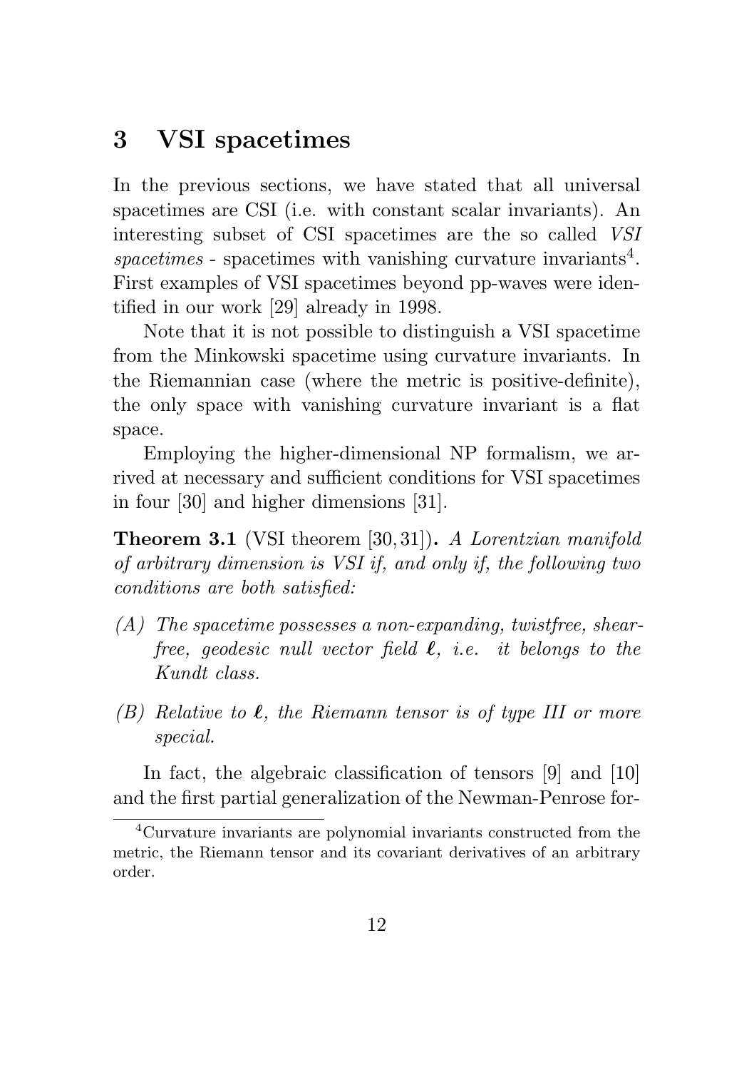## 3 VSI spacetimes

In the previous sections, we have stated that all universal spacetimes are CSI (i.e. with constant scalar invariants). An interesting subset of CSI spacetimes are the so called *VSI spacetimes* - spacetimes with vanishing curvature invariants[4]. First examples of VSI spacetimes beyond pp-waves were identified in our work [29] already in 1998.

Note that it is not possible to distinguish a VSI spacetime from the Minkowski spacetime using curvature invariants. In the Riemannian case (where the metric is positive-definite), the only space with vanishing curvature invariant is a flat space.

Employing the higher-dimensional NP formalism, we arrived at necessary and sufficient conditions for VSI spacetimes in four [30] and higher dimensions [31].

**Theorem 3.1** (VSI theorem [30, 31])**.** *A Lorentzian manifold of arbitrary dimension is VSI if, and only if, the following two conditions are both satisfied:*

*(A) The spacetime possesses a non-expanding, twistfree, shearfree, geodesic null vector field* $\boldsymbol{\ell}$*, i.e. it belongs to the Kundt class.*

*(B) Relative to* $\boldsymbol{\ell}$*, the Riemann tensor is of type III or more special.*

In fact, the algebraic classification of tensors [9] and [10] and the first partial generalization of the Newman-Penrose for-

[4]Curvature invariants are polynomial invariants constructed from the metric, the Riemann tensor and its covariant derivatives of an arbitrary order.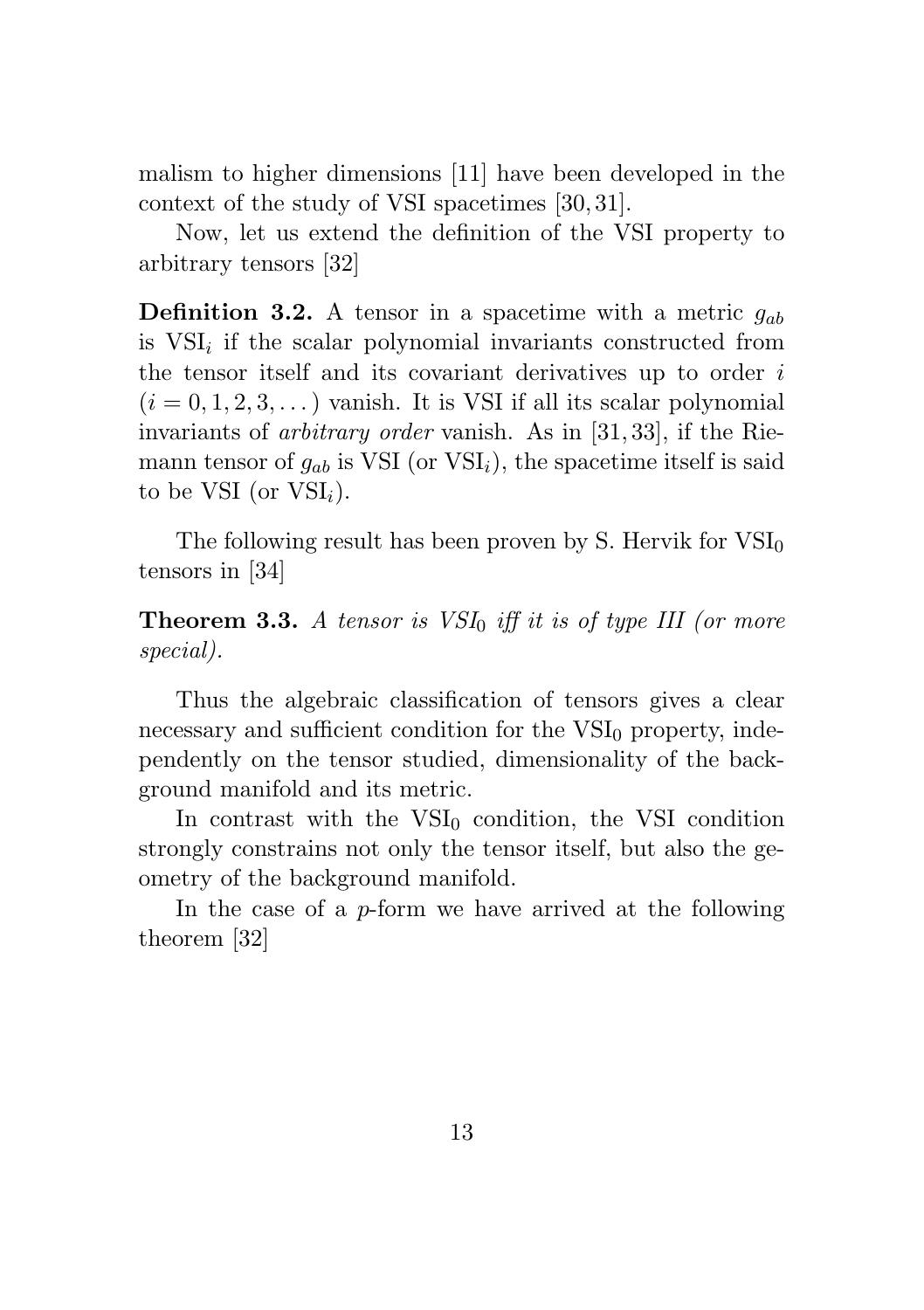malism to higher dimensions [11] have been developed in the context of the study of VSI spacetimes [30, 31].

Now, let us extend the definition of the VSI property to arbitrary tensors [32]

**Definition 3.2.** A tensor in a spacetime with a metric $g_{ab}$ is $\mathrm{VSI}_i$ if the scalar polynomial invariants constructed from the tensor itself and its covariant derivatives up to order $i$ $(i = 0, 1, 2, 3, \dots)$ vanish. It is VSI if all its scalar polynomial invariants of *arbitrary order* vanish. As in [31, 33], if the Riemann tensor of $g_{ab}$ is VSI (or $\mathrm{VSI}_i$), the spacetime itself is said to be VSI (or $\mathrm{VSI}_i$).

The following result has been proven by S. Hervik for $\mathrm{VSI}_0$ tensors in [34]

**Theorem 3.3.** *A tensor is $VSI_0$ iff it is of type III (or more special).*

Thus the algebraic classification of tensors gives a clear necessary and sufficient condition for the $\mathrm{VSI}_0$ property, independently on the tensor studied, dimensionality of the background manifold and its metric.

In contrast with the $\mathrm{VSI}_0$ condition, the VSI condition strongly constrains not only the tensor itself, but also the geometry of the background manifold.

In the case of a $p$-form we have arrived at the following theorem [32]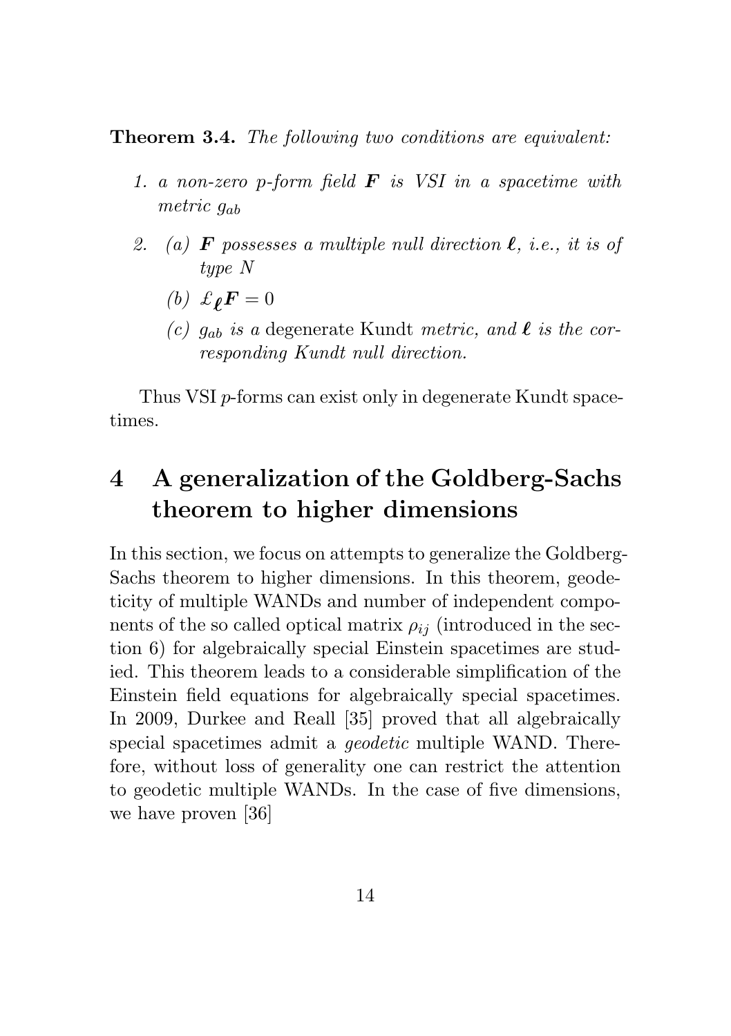**Theorem 3.4.** *The following two conditions are equivalent:*

1. *a non-zero p-form field* $\boldsymbol{F}$ *is VSI in a spacetime with metric* $g_{ab}$
2. (a) $\boldsymbol{F}$ *possesses a multiple null direction* $\boldsymbol{\ell}$*, i.e., it is of type N*

   (b) $\pounds_{\boldsymbol{\ell}} \boldsymbol{F} = 0$

   (c) $g_{ab}$ *is a* degenerate Kundt *metric, and* $\boldsymbol{\ell}$ *is the corresponding Kundt null direction.*

Thus VSI $p$-forms can exist only in degenerate Kundt spacetimes.

# 4 A generalization of the Goldberg-Sachs theorem to higher dimensions

In this section, we focus on attempts to generalize the Goldberg-Sachs theorem to higher dimensions. In this theorem, geodeticity of multiple WANDs and number of independent components of the so called optical matrix $\rho_{ij}$ (introduced in the section 6) for algebraically special Einstein spacetimes are studied. This theorem leads to a considerable simplification of the Einstein field equations for algebraically special spacetimes. In 2009, Durkee and Reall [35] proved that all algebraically special spacetimes admit a *geodetic* multiple WAND. Therefore, without loss of generality one can restrict the attention to geodetic multiple WANDs. In the case of five dimensions, we have proven [36]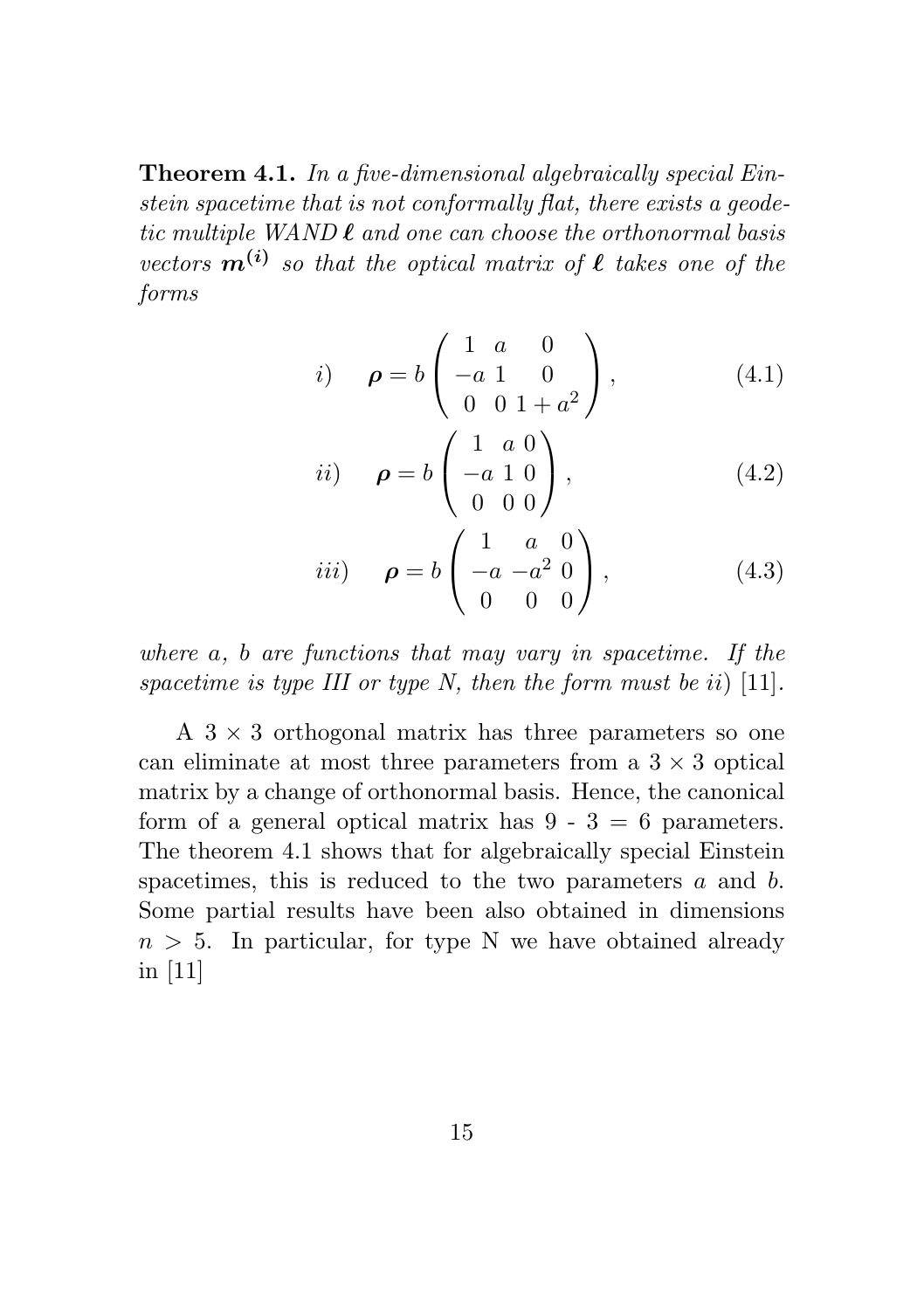**Theorem 4.1.** *In a five-dimensional algebraically special Einstein spacetime that is not conformally flat, there exists a geodetic multiple WAND $\boldsymbol{\ell}$ and one can choose the orthonormal basis vectors $\boldsymbol{m^{(i)}}$ so that the optical matrix of $\boldsymbol{\ell}$ takes one of the forms*

$$i) \qquad \boldsymbol{\rho} = b \begin{pmatrix} 1 & a & 0 \\ -a & 1 & 0 \\ 0 & 0 & 1+a^2 \end{pmatrix}, \tag{4.1}$$

$$ii) \qquad \boldsymbol{\rho} = b \begin{pmatrix} 1 & a & 0 \\ -a & 1 & 0 \\ 0 & 0 & 0 \end{pmatrix}, \tag{4.2}$$

$$iii) \qquad \boldsymbol{\rho} = b \begin{pmatrix} 1 & a & 0 \\ -a & -a^2 & 0 \\ 0 & 0 & 0 \end{pmatrix}, \tag{4.3}$$

*where $a$, $b$ are functions that may vary in spacetime. If the spacetime is type III or type N, then the form must be ii)* [11].

A $3 \times 3$ orthogonal matrix has three parameters so one can eliminate at most three parameters from a $3 \times 3$ optical matrix by a change of orthonormal basis. Hence, the canonical form of a general optical matrix has 9 - 3 = 6 parameters. The theorem 4.1 shows that for algebraically special Einstein spacetimes, this is reduced to the two parameters $a$ and $b$. Some partial results have been also obtained in dimensions $n > 5$. In particular, for type N we have obtained already in [11]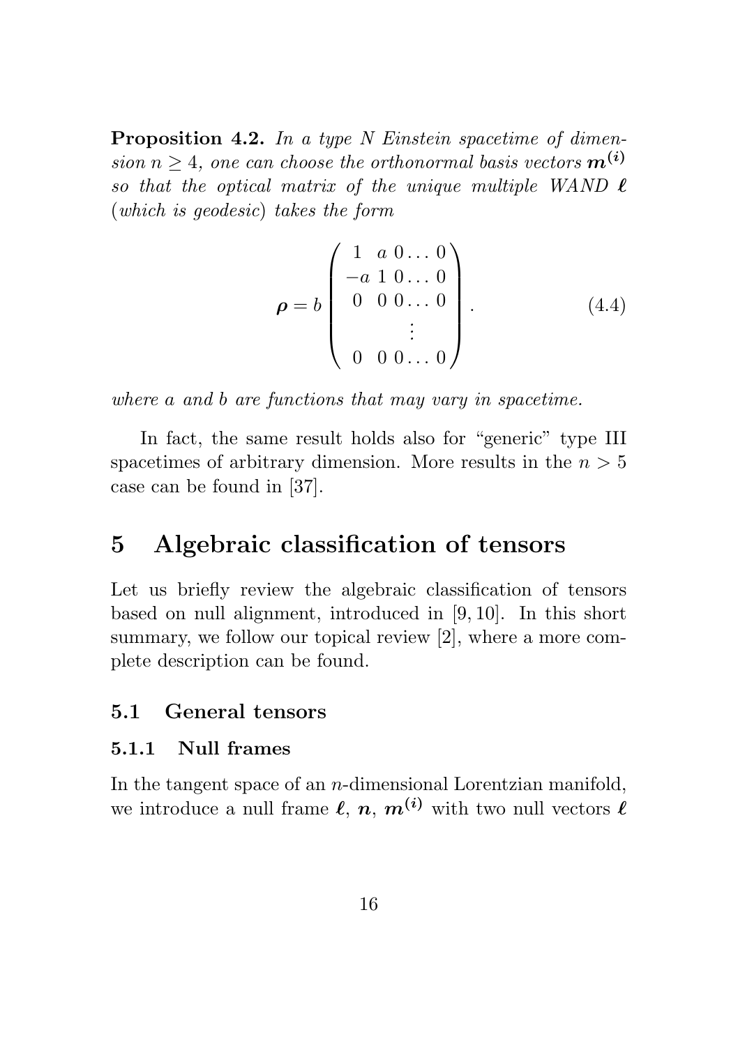**Proposition 4.2.** *In a type N Einstein spacetime of dimension $n \geq 4$, one can choose the orthonormal basis vectors $\boldsymbol{m^{(i)}}$ so that the optical matrix of the unique multiple WAND $\boldsymbol{\ell}$ (which is geodesic) takes the form*

$$
\boldsymbol{\rho} = b \begin{pmatrix} 1 & a & 0 \dots 0 \\ -a & 1 & 0 \dots 0 \\ 0 & 0 & 0 \dots 0 \\ & & \vdots \\ 0 & 0 & 0 \dots 0 \end{pmatrix}. \tag{4.4}
$$

*where $a$ and $b$ are functions that may vary in spacetime.*

In fact, the same result holds also for "generic" type III spacetimes of arbitrary dimension. More results in the $n > 5$ case can be found in [37].

# 5 Algebraic classification of tensors

Let us briefly review the algebraic classification of tensors based on null alignment, introduced in [9, 10]. In this short summary, we follow our topical review [2], where a more complete description can be found.

## 5.1 General tensors

### 5.1.1 Null frames

In the tangent space of an $n$-dimensional Lorentzian manifold, we introduce a null frame $\boldsymbol{\ell}$, $\boldsymbol{n}$, $\boldsymbol{m^{(i)}}$ with two null vectors $\boldsymbol{\ell}$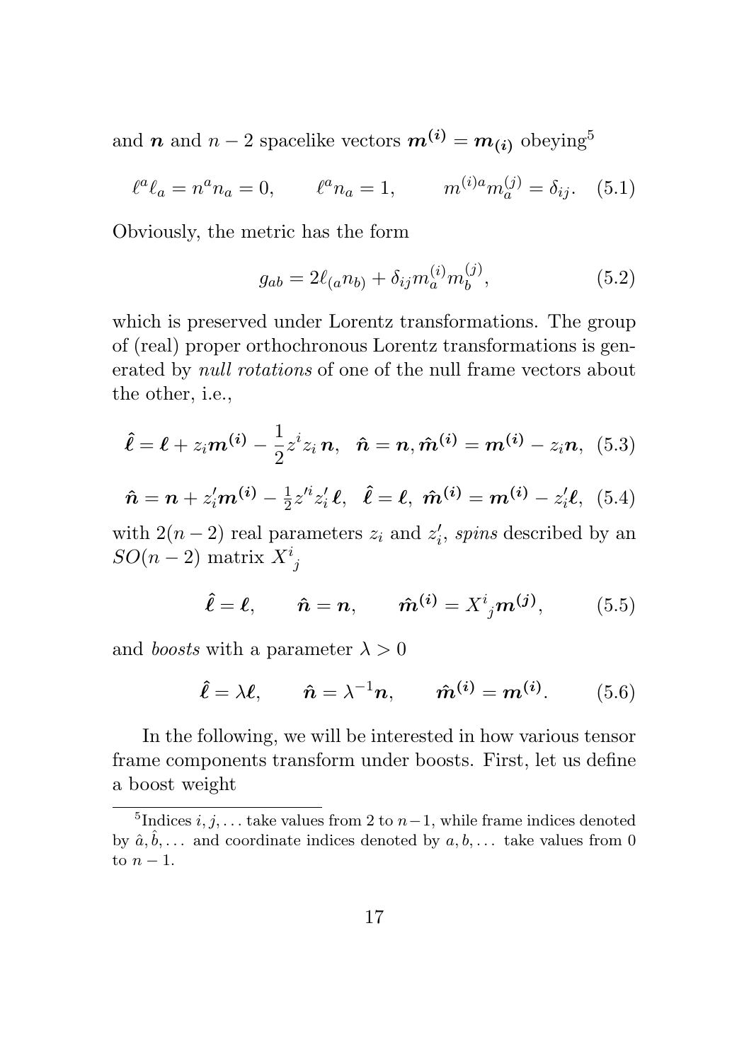and $\boldsymbol{n}$ and $n-2$ spacelike vectors $\boldsymbol{m^{(i)}} = \boldsymbol{m_{(i)}}$ obeying[5]

$$\ell^a \ell_a = n^a n_a = 0, \qquad \ell^a n_a = 1, \qquad m^{(i)a} m^{(j)}_a = \delta_{ij}. \quad (5.1)$$

Obviously, the metric has the form

$$g_{ab} = 2\ell_{(a} n_{b)} + \delta_{ij} m^{(i)}_a m^{(j)}_b, \quad (5.2)$$

which is preserved under Lorentz transformations. The group of (real) proper orthochronous Lorentz transformations is generated by *null rotations* of one of the null frame vectors about the other, i.e.,

$$\hat{\boldsymbol{\ell}} = \boldsymbol{\ell} + z_i \boldsymbol{m^{(i)}} - \frac{1}{2} z^i z_i \, \boldsymbol{n}, \quad \hat{\boldsymbol{n}} = \boldsymbol{n}, \hat{\boldsymbol{m}}^{\boldsymbol{(i)}} = \boldsymbol{m^{(i)}} - z_i \boldsymbol{n}, \quad (5.3)$$

$$\hat{\boldsymbol{n}} = \boldsymbol{n} + z'_i \boldsymbol{m^{(i)}} - \tfrac{1}{2} z'^i z'_i \, \boldsymbol{\ell}, \quad \hat{\boldsymbol{\ell}} = \boldsymbol{\ell}, \ \hat{\boldsymbol{m}}^{\boldsymbol{(i)}} = \boldsymbol{m^{(i)}} - z'_i \boldsymbol{\ell}, \quad (5.4)$$

with $2(n-2)$ real parameters $z_i$ and $z'_i$, *spins* described by an $SO(n-2)$ matrix $X^i{}_j$

$$\hat{\boldsymbol{\ell}} = \boldsymbol{\ell}, \qquad \hat{\boldsymbol{n}} = \boldsymbol{n}, \qquad \hat{\boldsymbol{m}}^{\boldsymbol{(i)}} = X^i{}_j \boldsymbol{m^{(j)}}, \quad (5.5)$$

and *boosts* with a parameter $\lambda > 0$

$$\hat{\boldsymbol{\ell}} = \lambda \boldsymbol{\ell}, \qquad \hat{\boldsymbol{n}} = \lambda^{-1} \boldsymbol{n}, \qquad \hat{\boldsymbol{m}}^{\boldsymbol{(i)}} = \boldsymbol{m^{(i)}}. \quad (5.6)$$

In the following, we will be interested in how various tensor frame components transform under boosts. First, let us define a boost weight

[5] Indices $i, j, \ldots$ take values from 2 to $n-1$, while frame indices denoted by $\hat{a}, \hat{b}, \ldots$ and coordinate indices denoted by $a, b, \ldots$ take values from 0 to $n-1$.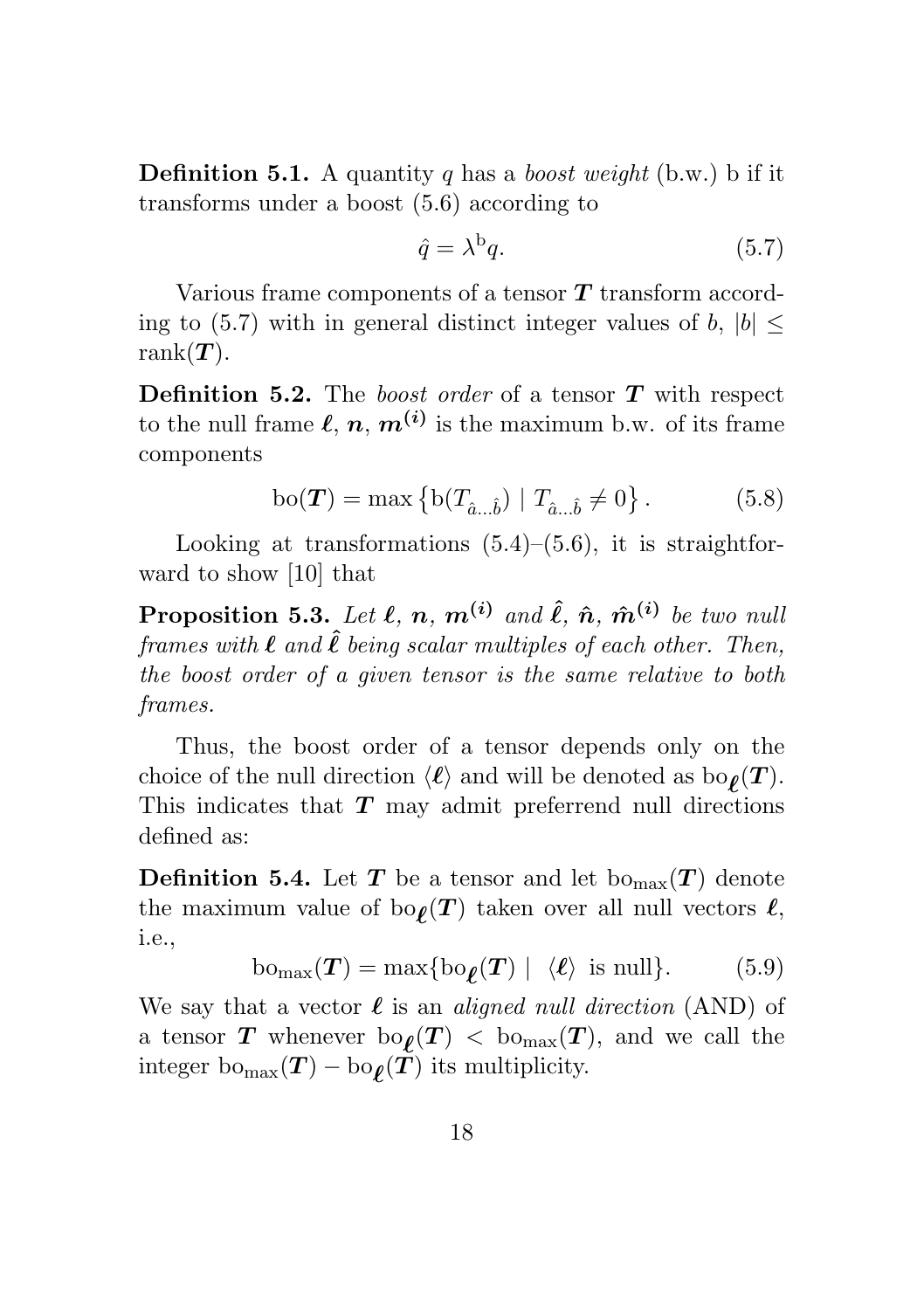**Definition 5.1.** A quantity $q$ has a *boost weight* (b.w.) b if it transforms under a boost (5.6) according to

$$\hat{q} = \lambda^{\mathrm{b}} q. \tag{5.7}$$

Various frame components of a tensor $\boldsymbol{T}$ transform according to (5.7) with in general distinct integer values of $b$, $|b| \leq \mathrm{rank}(\boldsymbol{T})$.

**Definition 5.2.** The *boost order* of a tensor $\boldsymbol{T}$ with respect to the null frame $\boldsymbol{\ell}$, $\boldsymbol{n}$, $\boldsymbol{m^{(i)}}$ is the maximum b.w. of its frame components

$$\mathrm{bo}(\boldsymbol{T}) = \max\left\{ \mathrm{b}(T_{\hat{a}\ldots\hat{b}}) \mid T_{\hat{a}\ldots\hat{b}} \neq 0 \right\}. \tag{5.8}$$

Looking at transformations (5.4)–(5.6), it is straightforward to show [10] that

**Proposition 5.3.** *Let $\boldsymbol{\ell}$, $\boldsymbol{n}$, $\boldsymbol{m^{(i)}}$ and $\hat{\boldsymbol{\ell}}$, $\hat{\boldsymbol{n}}$, $\hat{\boldsymbol{m}}^{\boldsymbol{(i)}}$ be two null frames with $\boldsymbol{\ell}$ and $\hat{\boldsymbol{\ell}}$ being scalar multiples of each other. Then, the boost order of a given tensor is the same relative to both frames.*

Thus, the boost order of a tensor depends only on the choice of the null direction $\langle \boldsymbol{\ell} \rangle$ and will be denoted as $\mathrm{bo}_{\boldsymbol{\ell}}(\boldsymbol{T})$. This indicates that $\boldsymbol{T}$ may admit preferrend null directions defined as:

**Definition 5.4.** Let $\boldsymbol{T}$ be a tensor and let $\mathrm{bo}_{\max}(\boldsymbol{T})$ denote the maximum value of $\mathrm{bo}_{\boldsymbol{\ell}}(\boldsymbol{T})$ taken over all null vectors $\boldsymbol{\ell}$, i.e.,

$$\mathrm{bo}_{\max}(\boldsymbol{T}) = \max\{\mathrm{bo}_{\boldsymbol{\ell}}(\boldsymbol{T}) \mid \ \langle \boldsymbol{\ell} \rangle \ \text{is null}\}. \tag{5.9}$$

We say that a vector $\boldsymbol{\ell}$ is an *aligned null direction* (AND) of a tensor $\boldsymbol{T}$ whenever $\mathrm{bo}_{\boldsymbol{\ell}}(\boldsymbol{T}) < \mathrm{bo}_{\max}(\boldsymbol{T})$, and we call the integer $\mathrm{bo}_{\max}(\boldsymbol{T}) - \mathrm{bo}_{\boldsymbol{\ell}}(\boldsymbol{T})$ its multiplicity.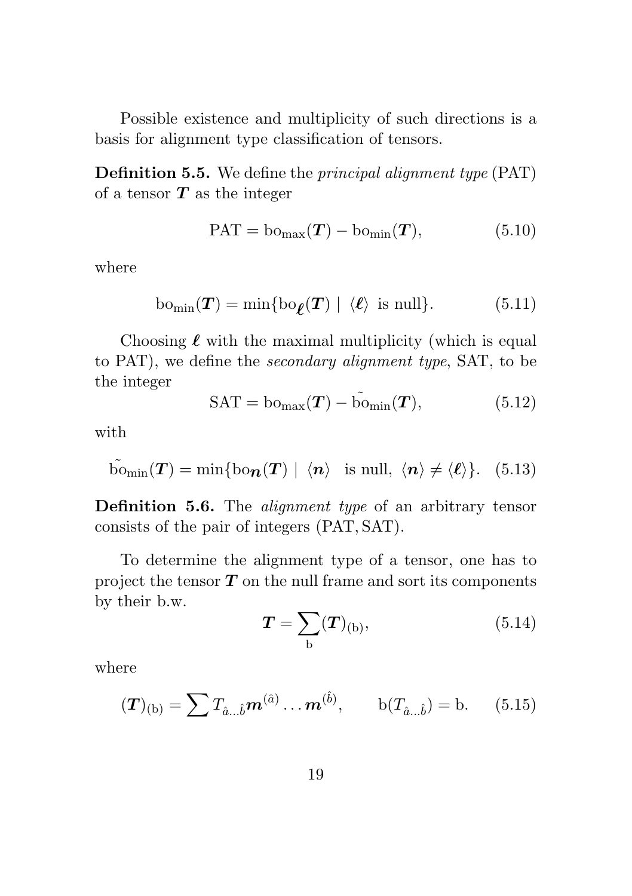Possible existence and multiplicity of such directions is a basis for alignment type classification of tensors.

**Definition 5.5.** We define the *principal alignment type* (PAT) of a tensor $\boldsymbol{T}$ as the integer

$$\mathrm{PAT} = \mathrm{bo}_{\mathrm{max}}(\boldsymbol{T}) - \mathrm{bo}_{\mathrm{min}}(\boldsymbol{T}), \tag{5.10}$$

where

$$\mathrm{bo}_{\mathrm{min}}(\boldsymbol{T}) = \min\{\mathrm{bo}_{\boldsymbol{\ell}}(\boldsymbol{T}) \mid \langle \boldsymbol{\ell} \rangle \ \text{ is null}\}. \tag{5.11}$$

Choosing $\boldsymbol{\ell}$ with the maximal multiplicity (which is equal to PAT), we define the *secondary alignment type*, SAT, to be the integer

$$\mathrm{SAT} = \mathrm{bo}_{\mathrm{max}}(\boldsymbol{T}) - \tilde{\mathrm{bo}}_{\mathrm{min}}(\boldsymbol{T}), \tag{5.12}$$

with

$$\tilde{\mathrm{bo}}_{\mathrm{min}}(\boldsymbol{T}) = \min\{\mathrm{bo}_{\boldsymbol{n}}(\boldsymbol{T}) \mid \langle \boldsymbol{n} \rangle \ \text{ is null}, \ \langle \boldsymbol{n} \rangle \neq \langle \boldsymbol{\ell} \rangle\}. \tag{5.13}$$

**Definition 5.6.** The *alignment type* of an arbitrary tensor consists of the pair of integers $(\mathrm{PAT}, \mathrm{SAT})$.

To determine the alignment type of a tensor, one has to project the tensor $\boldsymbol{T}$ on the null frame and sort its components by their b.w.

$$\boldsymbol{T} = \sum_{\mathrm{b}} (\boldsymbol{T})_{(\mathrm{b})}, \tag{5.14}$$

where

$$(\boldsymbol{T})_{(\mathrm{b})} = \sum T_{\hat{a}\ldots\hat{b}} \boldsymbol{m}^{(\hat{a})} \ldots \boldsymbol{m}^{(\hat{b})}, \qquad \mathrm{b}(T_{\hat{a}\ldots\hat{b}}) = \mathrm{b}. \tag{5.15}$$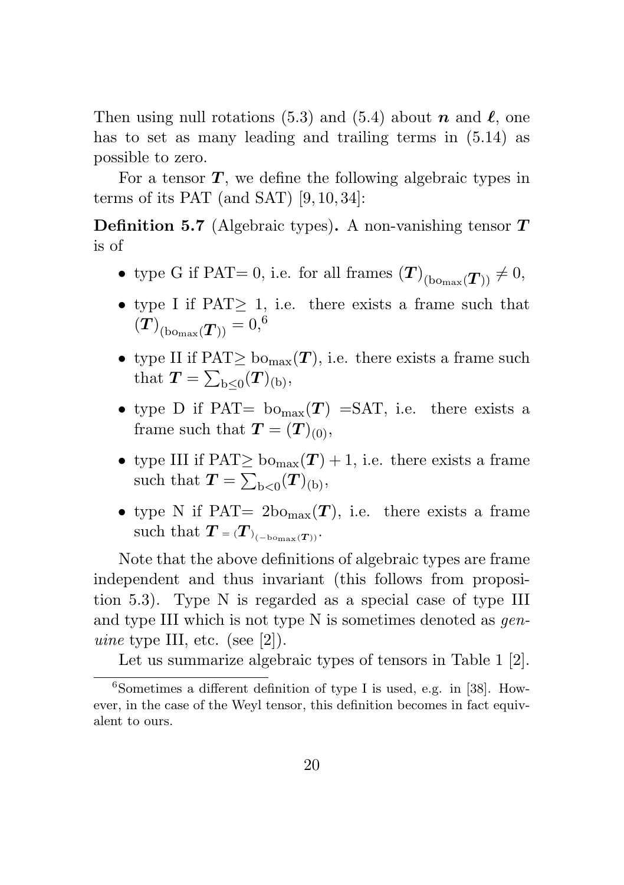Then using null rotations (5.3) and (5.4) about $\boldsymbol{n}$ and $\boldsymbol{\ell}$, one has to set as many leading and trailing terms in (5.14) as possible to zero.

For a tensor $\boldsymbol{T}$, we define the following algebraic types in terms of its PAT (and SAT) [9, 10, 34]:

**Definition 5.7** (Algebraic types)**.** A non-vanishing tensor $\boldsymbol{T}$ is of

- type G if PAT$= 0$, i.e. for all frames $(\boldsymbol{T})_{(\mathrm{bo}_{\max}(\boldsymbol{T}))} \neq 0$,
- type I if PAT$\geq 1$, i.e. there exists a frame such that $(\boldsymbol{T})_{(\mathrm{bo}_{\max}(\boldsymbol{T}))} = 0$,[6]
- type II if PAT$\geq \mathrm{bo}_{\max}(\boldsymbol{T})$, i.e. there exists a frame such that $\boldsymbol{T} = \sum_{\mathrm{b}\leq 0} (\boldsymbol{T})_{(\mathrm{b})}$,
- type D if PAT$= \mathrm{bo}_{\max}(\boldsymbol{T})$ $=$SAT, i.e. there exists a frame such that $\boldsymbol{T} = (\boldsymbol{T})_{(0)}$,
- type III if PAT$\geq \mathrm{bo}_{\max}(\boldsymbol{T}) + 1$, i.e. there exists a frame such that $\boldsymbol{T} = \sum_{\mathrm{b}<0} (\boldsymbol{T})_{(\mathrm{b})}$,
- type N if PAT$= 2\mathrm{bo}_{\max}(\boldsymbol{T})$, i.e. there exists a frame such that $\boldsymbol{T} = (\boldsymbol{T})_{(-\mathrm{bo}_{\max}(\boldsymbol{T}))}$.

Note that the above definitions of algebraic types are frame independent and thus invariant (this follows from proposition 5.3). Type N is regarded as a special case of type III and type III which is not type N is sometimes denoted as *genuine* type III, etc. (see [2]).

Let us summarize algebraic types of tensors in Table 1 [2].

[6] Sometimes a different definition of type I is used, e.g. in [38]. However, in the case of the Weyl tensor, this definition becomes in fact equivalent to ours.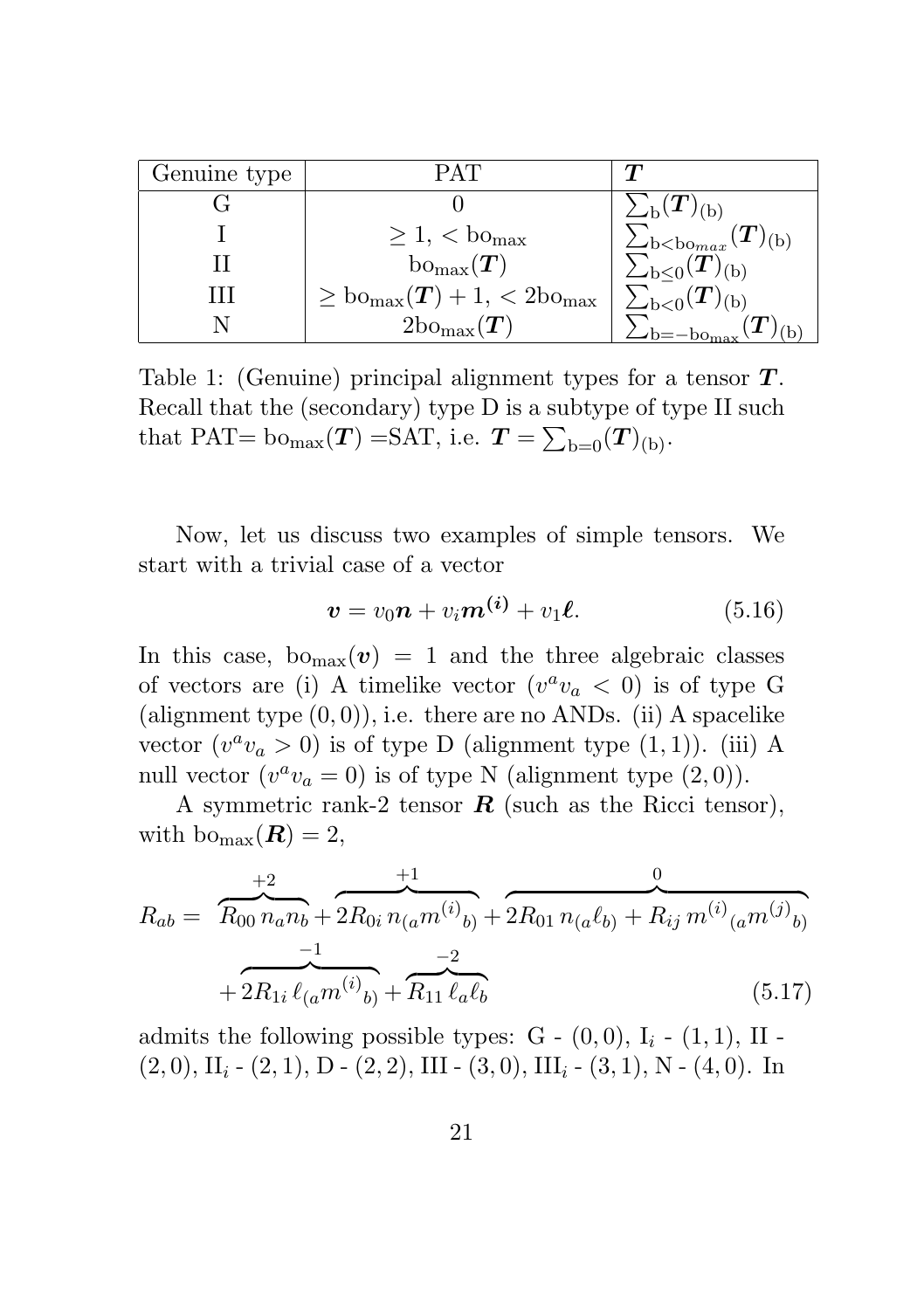| Genuine type | PAT | $\boldsymbol{T}$ |
|---|---|---|
| G | $0$ | $\sum_{\rm b}(\boldsymbol{T})_{\rm (b)}$ |
| I | $\geq 1, < {\rm bo}_{\rm max}$ | $\sum_{{\rm b}<{\rm bo}_{max}}(\boldsymbol{T})_{\rm (b)}$ |
| II | ${\rm bo}_{\rm max}(\boldsymbol{T})$ | $\sum_{{\rm b}\leq 0}(\boldsymbol{T})_{\rm (b)}$ |
| III | $\geq {\rm bo}_{\rm max}(\boldsymbol{T})+1, < 2{\rm bo}_{\rm max}$ | $\sum_{{\rm b}<0}(\boldsymbol{T})_{\rm (b)}$ |
| N | $2{\rm bo}_{\rm max}(\boldsymbol{T})$ | $\sum_{{\rm b}=-{\rm bo}_{\rm max}}(\boldsymbol{T})_{\rm (b)}$ |

Table 1: (Genuine) principal alignment types for a tensor $\boldsymbol{T}$. Recall that the (secondary) type D is a subtype of type II such that PAT$=$ ${\rm bo}_{\rm max}(\boldsymbol{T})$ $=$SAT, i.e. $\boldsymbol{T}=\sum_{{\rm b}=0}(\boldsymbol{T})_{\rm (b)}$.

Now, let us discuss two examples of simple tensors. We start with a trivial case of a vector

$$\boldsymbol{v} = v_0 \boldsymbol{n} + v_i \boldsymbol{m^{(i)}} + v_1 \boldsymbol{\ell}. \tag{5.16}$$

In this case, ${\rm bo}_{\rm max}(\boldsymbol{v}) = 1$ and the three algebraic classes of vectors are (i) A timelike vector ($v^a v_a < 0$) is of type G (alignment type $(0,0)$), i.e. there are no ANDs. (ii) A spacelike vector ($v^a v_a > 0$) is of type D (alignment type $(1,1)$). (iii) A null vector ($v^a v_a = 0$) is of type N (alignment type $(2,0)$).

A symmetric rank-2 tensor $\boldsymbol{R}$ (such as the Ricci tensor), with ${\rm bo}_{\rm max}(\boldsymbol{R}) = 2$,

$$\begin{aligned} R_{ab} = \; & \overbrace{R_{00}\, n_a n_b}^{+2} + \overbrace{2R_{0i}\, n_{(a} m^{(i)}{}_{b)}}^{+1} + \overbrace{2R_{01}\, n_{(a}\ell_{b)} + R_{ij}\, m^{(i)}{}_{(a} m^{(j)}{}_{b)}}^{0} \\ & + \overbrace{2R_{1i}\, \ell_{(a} m^{(i)}{}_{b)}}^{-1} + \overbrace{R_{11}\, \ell_a \ell_b}^{-2} \end{aligned} \tag{5.17}$$

admits the following possible types: G - $(0,0)$, $\text{I}_i$ - $(1,1)$, II - $(2,0)$, $\text{II}_i$ - $(2,1)$, D - $(2,2)$, III - $(3,0)$, $\text{III}_i$ - $(3,1)$, N - $(4,0)$. In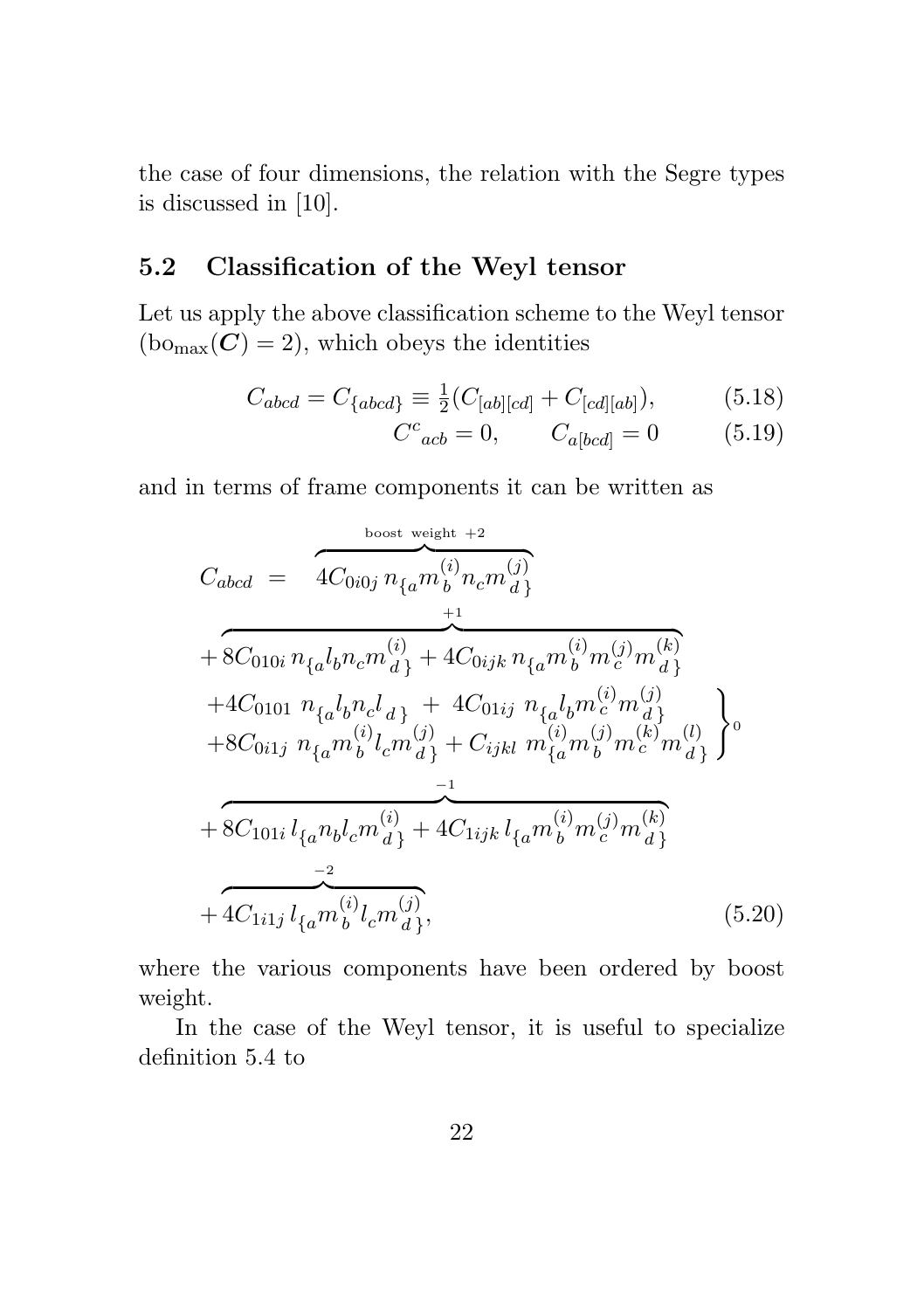the case of four dimensions, the relation with the Segre types is discussed in [10].

### 5.2 Classification of the Weyl tensor

Let us apply the above classification scheme to the Weyl tensor ($\mathrm{bo}_{\max}(\boldsymbol{C}) = 2$), which obeys the identities

$$C_{abcd} = C_{\{abcd\}} \equiv \tfrac{1}{2}(C_{[ab][cd]} + C_{[cd][ab]}), \tag{5.18}$$

$$C^{c}{}_{acb} = 0, \qquad C_{a[bcd]} = 0 \tag{5.19}$$

and in terms of frame components it can be written as

$$
\begin{aligned}
C_{abcd} \;=\; & \overbrace{4C_{0i0j}\, n_{\{a} m^{(i)}_{\ b} n_c m^{(j)}_{\ d\}}}^{\text{boost weight } +2} \\
& + \overbrace{8C_{010i}\, n_{\{a} l_b n_c m^{(i)}_{\ d\}} + 4C_{0ijk}\, n_{\{a} m^{(i)}_{\ b} m^{(j)}_{\ c} m^{(k)}_{\ d\}}}^{+1} \\
& \left.\begin{aligned}
& +4C_{0101}\ n_{\{a} l_b n_c l_{d\}} \ +\ 4C_{01ij}\ n_{\{a} l_b m^{(i)}_{\ c} m^{(j)}_{\ d\}} \\
& +8C_{0i1j}\ n_{\{a} m^{(i)}_{\ b} l_c m^{(j)}_{\ d\}} + C_{ijkl}\ m^{(i)}_{\{a} m^{(j)}_{\ b} m^{(k)}_{\ c} m^{(l)}_{\ d\}}
\end{aligned}\right\}^{0} \\
& + \overbrace{8C_{101i}\, l_{\{a} n_b l_c m^{(i)}_{\ d\}} + 4C_{1ijk}\, l_{\{a} m^{(i)}_{\ b} m^{(j)}_{\ c} m^{(k)}_{\ d\}}}^{-1} \\
& + \overbrace{4C_{1i1j}\, l_{\{a} m^{(i)}_{\ b} l_c m^{(j)}_{\ d\}}}^{-2},
\end{aligned}
\tag{5.20}
$$

where the various components have been ordered by boost weight.

In the case of the Weyl tensor, it is useful to specialize definition 5.4 to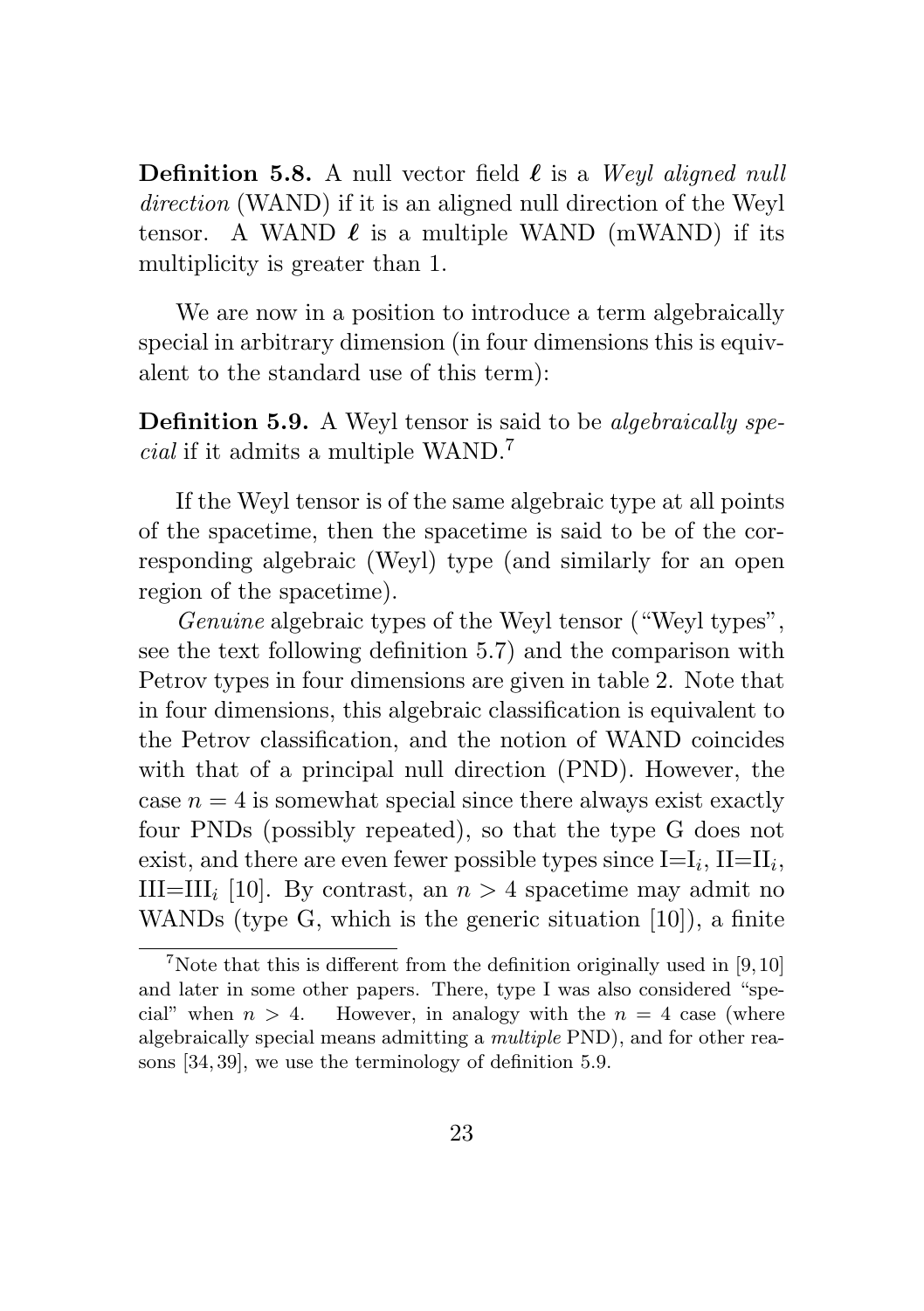**Definition 5.8.** A null vector field $\boldsymbol{\ell}$ is a *Weyl aligned null direction* (WAND) if it is an aligned null direction of the Weyl tensor. A WAND $\boldsymbol{\ell}$ is a multiple WAND (mWAND) if its multiplicity is greater than 1.

We are now in a position to introduce a term algebraically special in arbitrary dimension (in four dimensions this is equivalent to the standard use of this term):

**Definition 5.9.** A Weyl tensor is said to be *algebraically special* if it admits a multiple WAND.[7]

If the Weyl tensor is of the same algebraic type at all points of the spacetime, then the spacetime is said to be of the corresponding algebraic (Weyl) type (and similarly for an open region of the spacetime).

*Genuine* algebraic types of the Weyl tensor ("Weyl types", see the text following definition 5.7) and the comparison with Petrov types in four dimensions are given in table 2. Note that in four dimensions, this algebraic classification is equivalent to the Petrov classification, and the notion of WAND coincides with that of a principal null direction (PND). However, the case $n = 4$ is somewhat special since there always exist exactly four PNDs (possibly repeated), so that the type G does not exist, and there are even fewer possible types since I=I$_i$, II=II$_i$, III=III$_i$ [10]. By contrast, an $n > 4$ spacetime may admit no WANDs (type G, which is the generic situation [10]), a finite

[7] Note that this is different from the definition originally used in [9, 10] and later in some other papers. There, type I was also considered "special" when $n > 4$. However, in analogy with the $n = 4$ case (where algebraically special means admitting a *multiple* PND), and for other reasons [34, 39], we use the terminology of definition 5.9.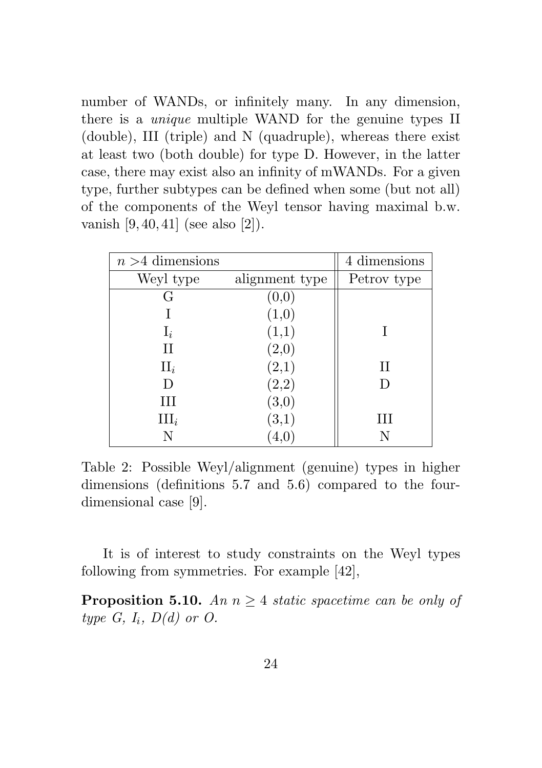number of WANDs, or infinitely many. In any dimension, there is a *unique* multiple WAND for the genuine types II (double), III (triple) and N (quadruple), whereas there exist at least two (both double) for type D. However, in the latter case, there may exist also an infinity of mWANDs. For a given type, further subtypes can be defined when some (but not all) of the components of the Weyl tensor having maximal b.w. vanish [9, 40, 41] (see also [2]).

| $n > 4$ dimensions | | 4 dimensions |
|---|---|---|
| Weyl type | alignment type | Petrov type |
| G | (0,0) | |
| I | (1,0) | |
| $\mathrm{I}_i$ | (1,1) | I |
| II | (2,0) | |
| $\mathrm{II}_i$ | (2,1) | II |
| D | (2,2) | D |
| III | (3,0) | |
| $\mathrm{III}_i$ | (3,1) | III |
| N | (4,0) | N |

Table 2: Possible Weyl/alignment (genuine) types in higher dimensions (definitions 5.7 and 5.6) compared to the four-dimensional case [9].

It is of interest to study constraints on the Weyl types following from symmetries. For example [42],

**Proposition 5.10.** *An $n \geq 4$ static spacetime can be only of type G, $I_i$, D(d) or O.*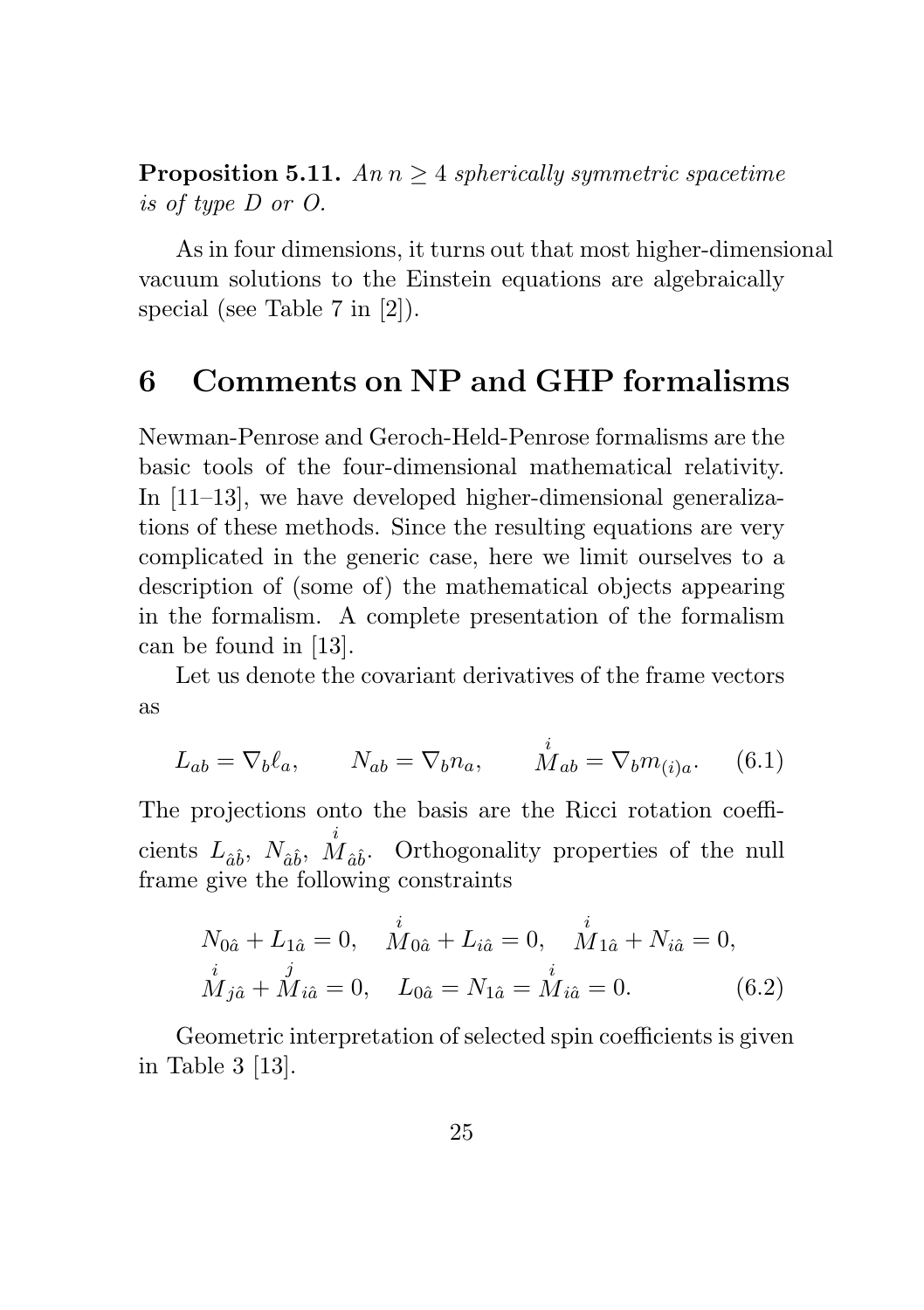**Proposition 5.11.** *An $n \geq 4$ spherically symmetric spacetime is of type D or O.*

As in four dimensions, it turns out that most higher-dimensional vacuum solutions to the Einstein equations are algebraically special (see Table 7 in [2]).

# 6 Comments on NP and GHP formalisms

Newman-Penrose and Geroch-Held-Penrose formalisms are the basic tools of the four-dimensional mathematical relativity. In [11–13], we have developed higher-dimensional generalizations of these methods. Since the resulting equations are very complicated in the generic case, here we limit ourselves to a description of (some of) the mathematical objects appearing in the formalism. A complete presentation of the formalism can be found in [13].

Let us denote the covariant derivatives of the frame vectors as

$$L_{ab} = \nabla_b \ell_a, \qquad N_{ab} = \nabla_b n_a, \qquad \overset{i}{M}_{ab} = \nabla_b m_{(i)a}. \quad (6.1)$$

The projections onto the basis are the Ricci rotation coefficients $L_{\hat{a}\hat{b}}$, $N_{\hat{a}\hat{b}}$, $\overset{i}{M}_{\hat{a}\hat{b}}$. Orthogonality properties of the null frame give the following constraints

$$\begin{aligned} &N_{0\hat{a}} + L_{1\hat{a}} = 0, \quad \overset{i}{M}_{0\hat{a}} + L_{i\hat{a}} = 0, \quad \overset{i}{M}_{1\hat{a}} + N_{i\hat{a}} = 0, \\ &\overset{i}{M}_{j\hat{a}} + \overset{j}{M}_{i\hat{a}} = 0, \quad L_{0\hat{a}} = N_{1\hat{a}} = \overset{i}{M}_{i\hat{a}} = 0. \end{aligned} \quad (6.2)$$

Geometric interpretation of selected spin coefficients is given in Table 3 [13].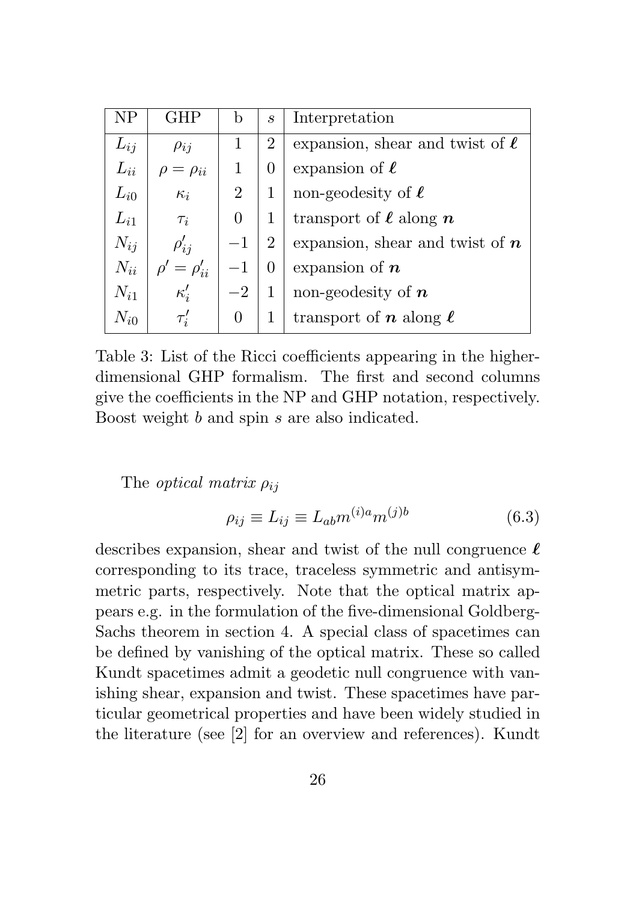| NP | GHP | b | $s$ | Interpretation |
| --- | --- | --- | --- | --- |
| $L_{ij}$ | $\rho_{ij}$ | 1 | 2 | expansion, shear and twist of $\boldsymbol{\ell}$ |
| $L_{ii}$ | $\rho = \rho_{ii}$ | 1 | 0 | expansion of $\boldsymbol{\ell}$ |
| $L_{i0}$ | $\kappa_i$ | 2 | 1 | non-geodesity of $\boldsymbol{\ell}$ |
| $L_{i1}$ | $\tau_i$ | 0 | 1 | transport of $\boldsymbol{\ell}$ along $\boldsymbol{n}$ |
| $N_{ij}$ | $\rho'_{ij}$ | $-1$ | 2 | expansion, shear and twist of $\boldsymbol{n}$ |
| $N_{ii}$ | $\rho' = \rho'_{ii}$ | $-1$ | 0 | expansion of $\boldsymbol{n}$ |
| $N_{i1}$ | $\kappa'_i$ | $-2$ | 1 | non-geodesity of $\boldsymbol{n}$ |
| $N_{i0}$ | $\tau'_i$ | 0 | 1 | transport of $\boldsymbol{n}$ along $\boldsymbol{\ell}$ |

Table 3: List of the Ricci coefficients appearing in the higher-dimensional GHP formalism. The first and second columns give the coefficients in the NP and GHP notation, respectively. Boost weight $b$ and spin $s$ are also indicated.

The *optical matrix* $\rho_{ij}$

$$\rho_{ij} \equiv L_{ij} \equiv L_{ab} m^{(i)a} m^{(j)b} \tag{6.3}$$

describes expansion, shear and twist of the null congruence $\boldsymbol{\ell}$ corresponding to its trace, traceless symmetric and antisymmetric parts, respectively. Note that the optical matrix appears e.g. in the formulation of the five-dimensional Goldberg-Sachs theorem in section 4. A special class of spacetimes can be defined by vanishing of the optical matrix. These so called Kundt spacetimes admit a geodetic null congruence with vanishing shear, expansion and twist. These spacetimes have particular geometrical properties and have been widely studied in the literature (see [2] for an overview and references). Kundt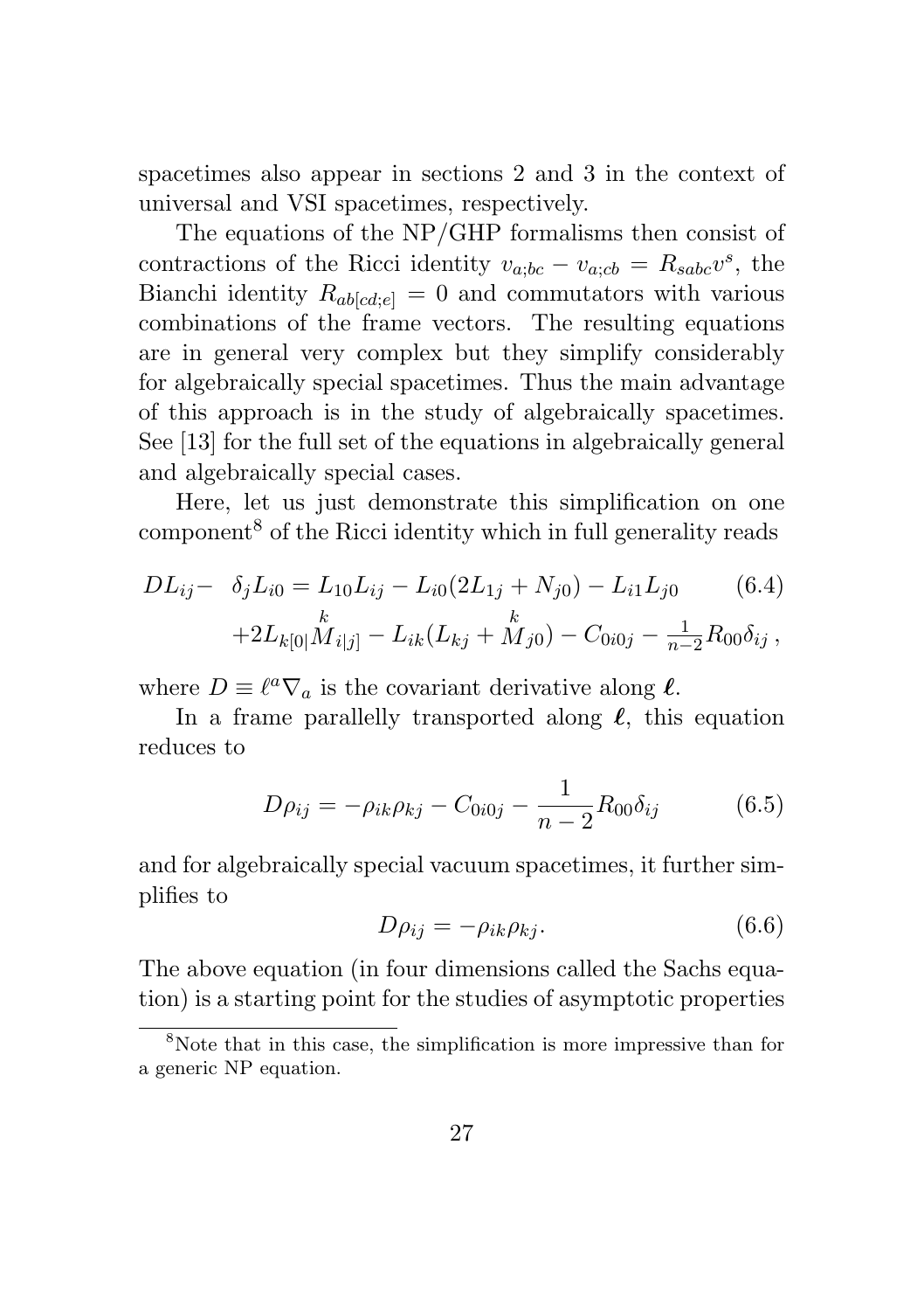spacetimes also appear in sections 2 and 3 in the context of universal and VSI spacetimes, respectively.

The equations of the NP/GHP formalisms then consist of contractions of the Ricci identity $v_{a;bc} - v_{a;cb} = R_{sabc}v^s$, the Bianchi identity $R_{ab[cd;e]} = 0$ and commutators with various combinations of the frame vectors. The resulting equations are in general very complex but they simplify considerably for algebraically special spacetimes. Thus the main advantage of this approach is in the study of algebraically spacetimes. See [13] for the full set of the equations in algebraically general and algebraically special cases.

Here, let us just demonstrate this simplification on one component[8] of the Ricci identity which in full generality reads

$$
\begin{aligned}
DL_{ij} - \delta_j L_{i0} &= L_{10}L_{ij} - L_{i0}(2L_{1j} + N_{j0}) - L_{i1}L_{j0} \\
&\quad + 2L_{k[0|}\overset{k}{M}_{i|j]} - L_{ik}(L_{kj} + \overset{k}{M}_{j0}) - C_{0i0j} - \tfrac{1}{n-2}R_{00}\delta_{ij}\,,
\end{aligned}
\tag{6.4}
$$

where $D \equiv \ell^a \nabla_a$ is the covariant derivative along $\boldsymbol{\ell}$.

In a frame parallelly transported along $\boldsymbol{\ell}$, this equation reduces to

$$
D\rho_{ij} = -\rho_{ik}\rho_{kj} - C_{0i0j} - \frac{1}{n-2}R_{00}\delta_{ij} \tag{6.5}
$$

and for algebraically special vacuum spacetimes, it further simplifies to

$$
D\rho_{ij} = -\rho_{ik}\rho_{kj}. \tag{6.6}
$$

The above equation (in four dimensions called the Sachs equation) is a starting point for the studies of asymptotic properties

[8] Note that in this case, the simplification is more impressive than for a generic NP equation.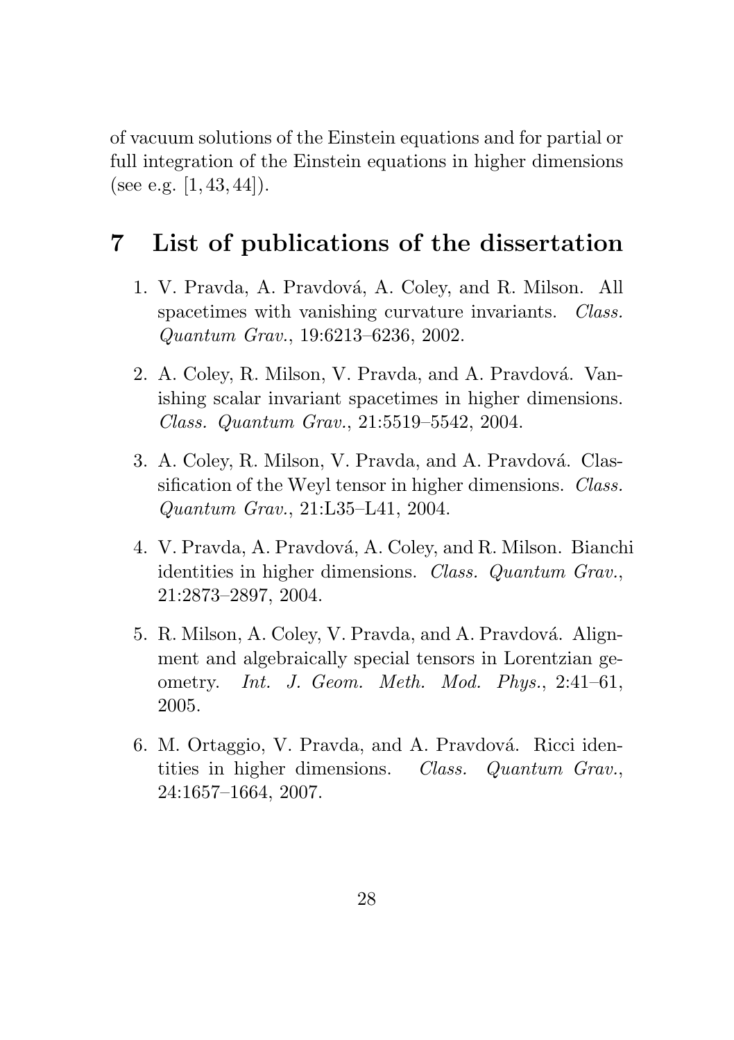of vacuum solutions of the Einstein equations and for partial or full integration of the Einstein equations in higher dimensions (see e.g. [1, 43, 44]).

# 7 List of publications of the dissertation

1. V. Pravda, A. Pravdová, A. Coley, and R. Milson. All spacetimes with vanishing curvature invariants. *Class. Quantum Grav.*, 19:6213–6236, 2002.

2. A. Coley, R. Milson, V. Pravda, and A. Pravdová. Vanishing scalar invariant spacetimes in higher dimensions. *Class. Quantum Grav.*, 21:5519–5542, 2004.

3. A. Coley, R. Milson, V. Pravda, and A. Pravdová. Classification of the Weyl tensor in higher dimensions. *Class. Quantum Grav.*, 21:L35–L41, 2004.

4. V. Pravda, A. Pravdová, A. Coley, and R. Milson. Bianchi identities in higher dimensions. *Class. Quantum Grav.*, 21:2873–2897, 2004.

5. R. Milson, A. Coley, V. Pravda, and A. Pravdová. Alignment and algebraically special tensors in Lorentzian geometry. *Int. J. Geom. Meth. Mod. Phys.*, 2:41–61, 2005.

6. M. Ortaggio, V. Pravda, and A. Pravdová. Ricci identities in higher dimensions. *Class. Quantum Grav.*, 24:1657–1664, 2007.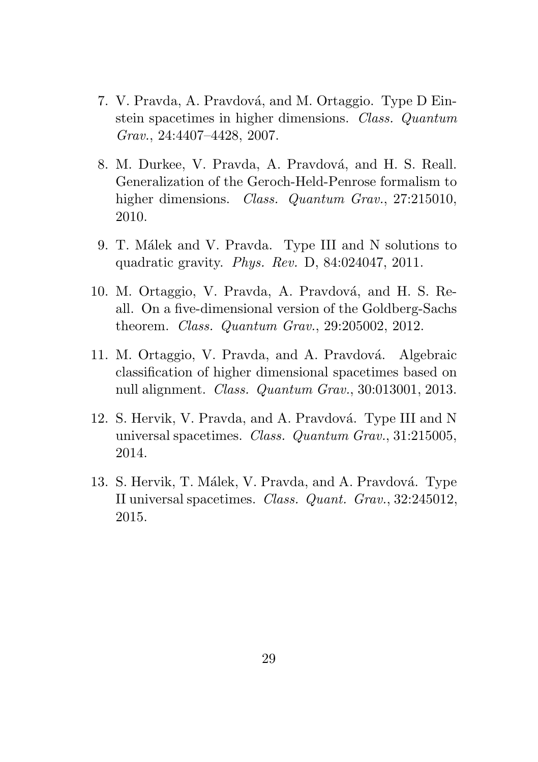7. V. Pravda, A. Pravdová, and M. Ortaggio. Type D Einstein spacetimes in higher dimensions. *Class. Quantum Grav.*, 24:4407–4428, 2007.

8. M. Durkee, V. Pravda, A. Pravdová, and H. S. Reall. Generalization of the Geroch-Held-Penrose formalism to higher dimensions. *Class. Quantum Grav.*, 27:215010, 2010.

9. T. Málek and V. Pravda. Type III and N solutions to quadratic gravity. *Phys. Rev.* D, 84:024047, 2011.

10. M. Ortaggio, V. Pravda, A. Pravdová, and H. S. Reall. On a five-dimensional version of the Goldberg-Sachs theorem. *Class. Quantum Grav.*, 29:205002, 2012.

11. M. Ortaggio, V. Pravda, and A. Pravdová. Algebraic classification of higher dimensional spacetimes based on null alignment. *Class. Quantum Grav.*, 30:013001, 2013.

12. S. Hervik, V. Pravda, and A. Pravdová. Type III and N universal spacetimes. *Class. Quantum Grav.*, 31:215005, 2014.

13. S. Hervik, T. Málek, V. Pravda, and A. Pravdová. Type II universal spacetimes. *Class. Quant. Grav.*, 32:245012, 2015.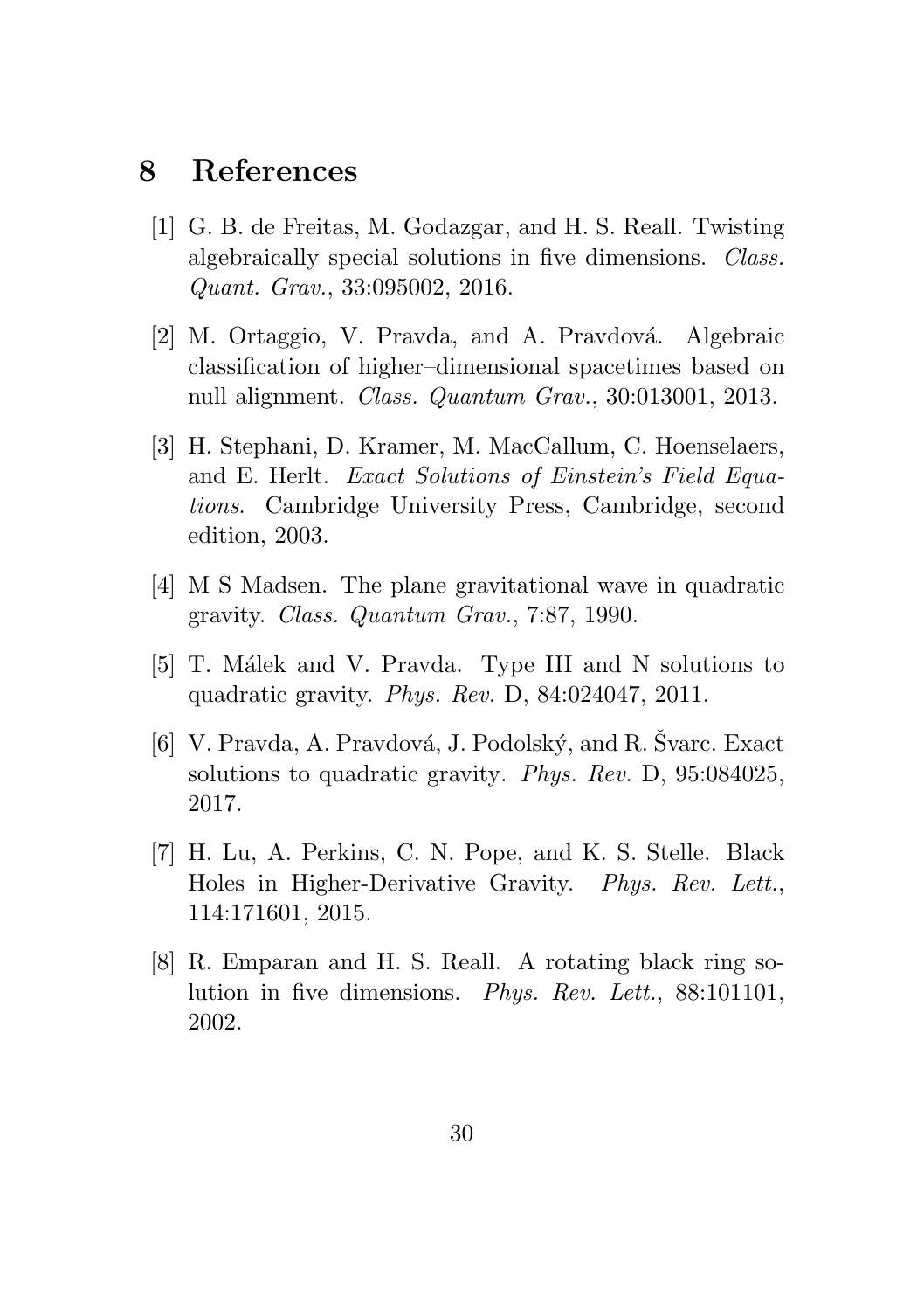## 8 References

[1] G. B. de Freitas, M. Godazgar, and H. S. Reall. Twisting algebraically special solutions in five dimensions. *Class. Quant. Grav.*, 33:095002, 2016.

[2] M. Ortaggio, V. Pravda, and A. Pravdová. Algebraic classification of higher–dimensional spacetimes based on null alignment. *Class. Quantum Grav.*, 30:013001, 2013.

[3] H. Stephani, D. Kramer, M. MacCallum, C. Hoenselaers, and E. Herlt. *Exact Solutions of Einstein's Field Equations*. Cambridge University Press, Cambridge, second edition, 2003.

[4] M S Madsen. The plane gravitational wave in quadratic gravity. *Class. Quantum Grav.*, 7:87, 1990.

[5] T. Málek and V. Pravda. Type III and N solutions to quadratic gravity. *Phys. Rev.* D, 84:024047, 2011.

[6] V. Pravda, A. Pravdová, J. Podolský, and R. Švarc. Exact solutions to quadratic gravity. *Phys. Rev.* D, 95:084025, 2017.

[7] H. Lu, A. Perkins, C. N. Pope, and K. S. Stelle. Black Holes in Higher-Derivative Gravity. *Phys. Rev. Lett.*, 114:171601, 2015.

[8] R. Emparan and H. S. Reall. A rotating black ring solution in five dimensions. *Phys. Rev. Lett.*, 88:101101, 2002.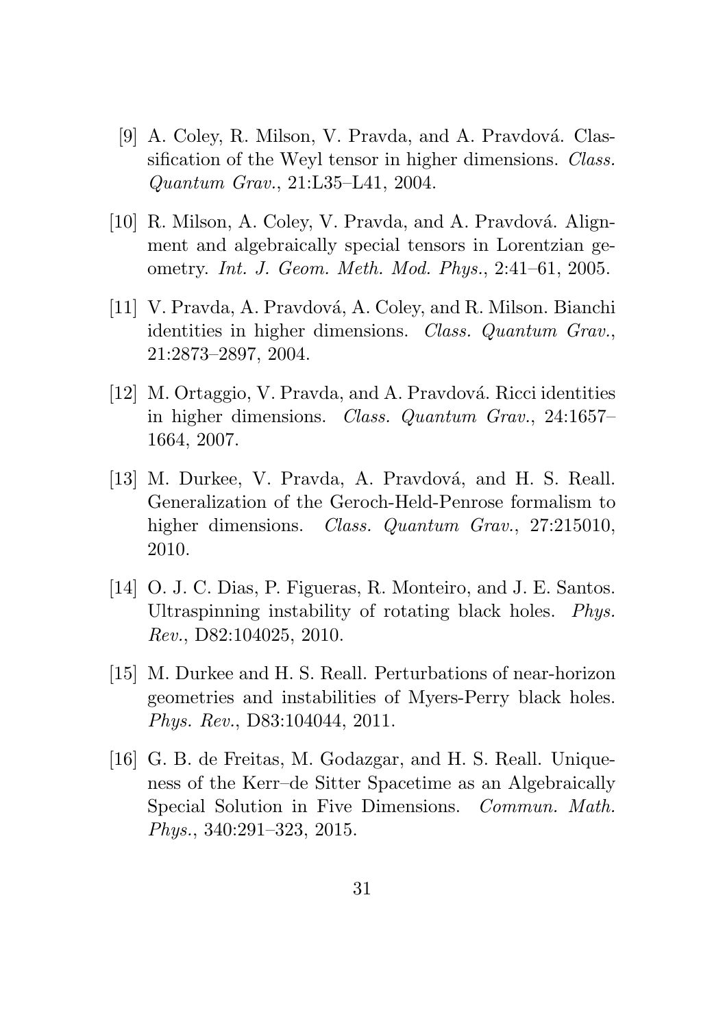[9] A. Coley, R. Milson, V. Pravda, and A. Pravdová. Classification of the Weyl tensor in higher dimensions. *Class. Quantum Grav.*, 21:L35–L41, 2004.

[10] R. Milson, A. Coley, V. Pravda, and A. Pravdová. Alignment and algebraically special tensors in Lorentzian geometry. *Int. J. Geom. Meth. Mod. Phys.*, 2:41–61, 2005.

[11] V. Pravda, A. Pravdová, A. Coley, and R. Milson. Bianchi identities in higher dimensions. *Class. Quantum Grav.*, 21:2873–2897, 2004.

[12] M. Ortaggio, V. Pravda, and A. Pravdová. Ricci identities in higher dimensions. *Class. Quantum Grav.*, 24:1657–1664, 2007.

[13] M. Durkee, V. Pravda, A. Pravdová, and H. S. Reall. Generalization of the Geroch-Held-Penrose formalism to higher dimensions. *Class. Quantum Grav.*, 27:215010, 2010.

[14] O. J. C. Dias, P. Figueras, R. Monteiro, and J. E. Santos. Ultraspinning instability of rotating black holes. *Phys. Rev.*, D82:104025, 2010.

[15] M. Durkee and H. S. Reall. Perturbations of near-horizon geometries and instabilities of Myers-Perry black holes. *Phys. Rev.*, D83:104044, 2011.

[16] G. B. de Freitas, M. Godazgar, and H. S. Reall. Uniqueness of the Kerr–de Sitter Spacetime as an Algebraically Special Solution in Five Dimensions. *Commun. Math. Phys.*, 340:291–323, 2015.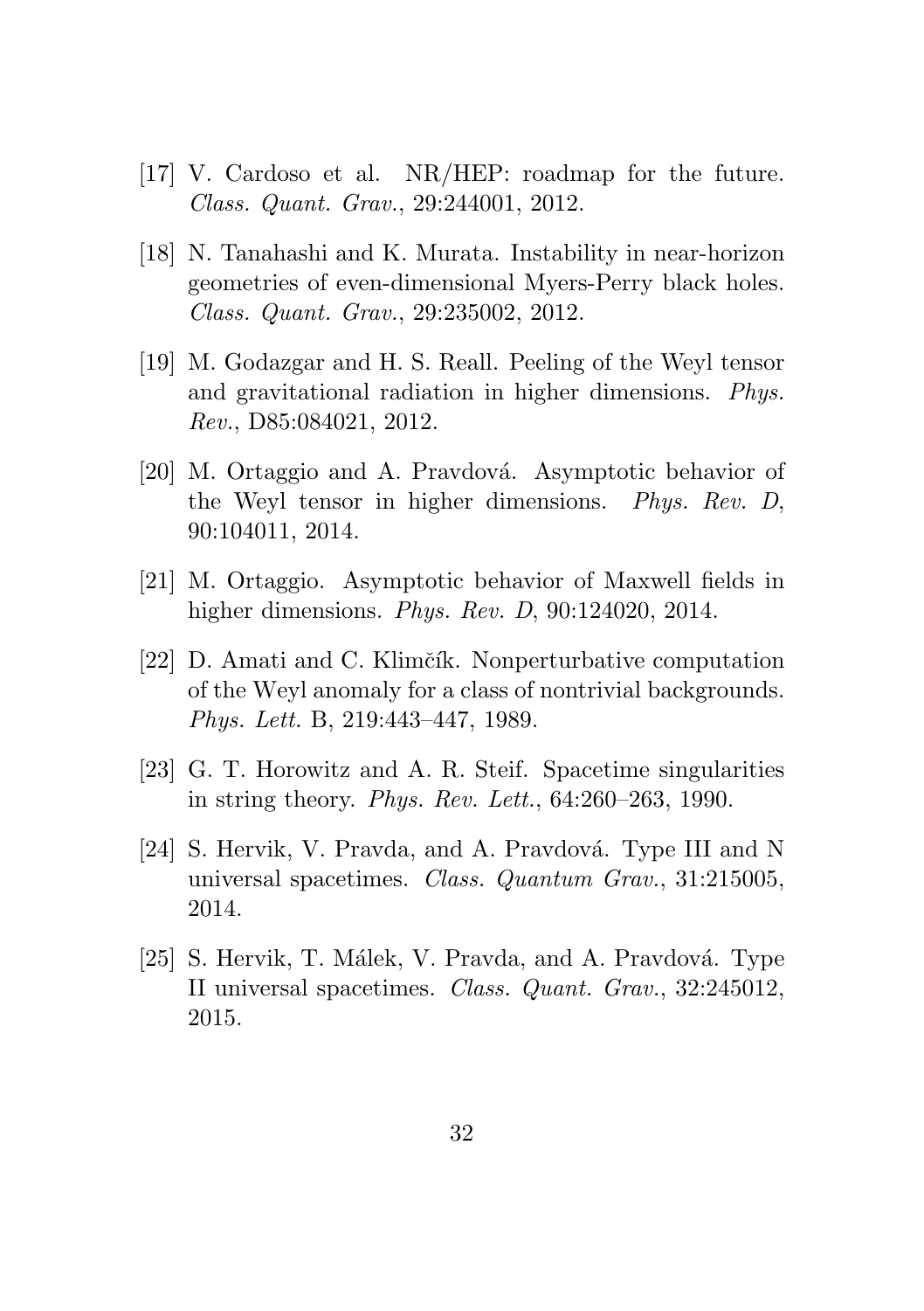[17] V. Cardoso et al. NR/HEP: roadmap for the future. *Class. Quant. Grav.*, 29:244001, 2012.

[18] N. Tanahashi and K. Murata. Instability in near-horizon geometries of even-dimensional Myers-Perry black holes. *Class. Quant. Grav.*, 29:235002, 2012.

[19] M. Godazgar and H. S. Reall. Peeling of the Weyl tensor and gravitational radiation in higher dimensions. *Phys. Rev.*, D85:084021, 2012.

[20] M. Ortaggio and A. Pravdová. Asymptotic behavior of the Weyl tensor in higher dimensions. *Phys. Rev. D*, 90:104011, 2014.

[21] M. Ortaggio. Asymptotic behavior of Maxwell fields in higher dimensions. *Phys. Rev. D*, 90:124020, 2014.

[22] D. Amati and C. Klimčík. Nonperturbative computation of the Weyl anomaly for a class of nontrivial backgrounds. *Phys. Lett.* B, 219:443–447, 1989.

[23] G. T. Horowitz and A. R. Steif. Spacetime singularities in string theory. *Phys. Rev. Lett.*, 64:260–263, 1990.

[24] S. Hervik, V. Pravda, and A. Pravdová. Type III and N universal spacetimes. *Class. Quantum Grav.*, 31:215005, 2014.

[25] S. Hervik, T. Málek, V. Pravda, and A. Pravdová. Type II universal spacetimes. *Class. Quant. Grav.*, 32:245012, 2015.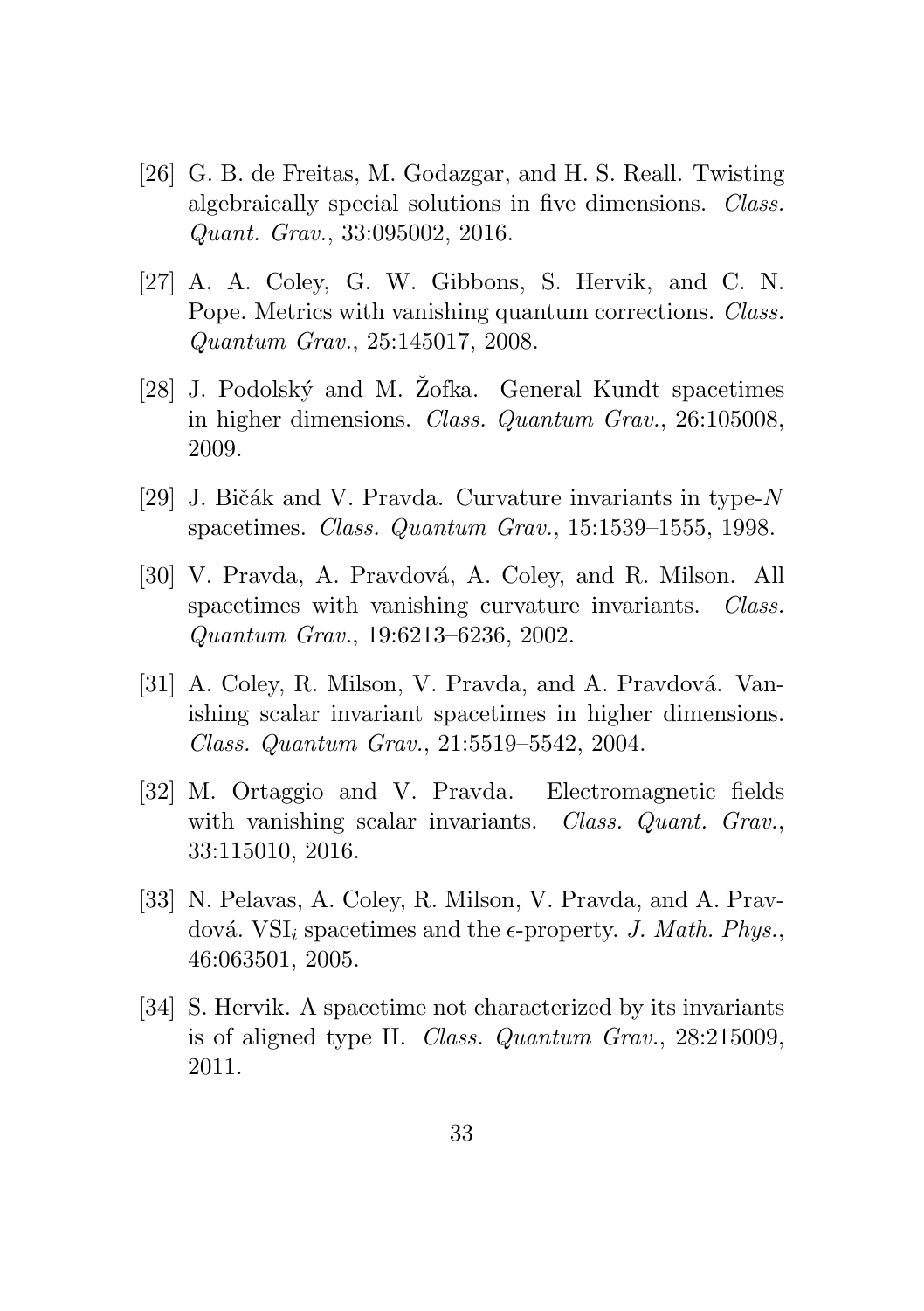[26] G. B. de Freitas, M. Godazgar, and H. S. Reall. Twisting algebraically special solutions in five dimensions. *Class. Quant. Grav.*, 33:095002, 2016.

[27] A. A. Coley, G. W. Gibbons, S. Hervik, and C. N. Pope. Metrics with vanishing quantum corrections. *Class. Quantum Grav.*, 25:145017, 2008.

[28] J. Podolský and M. Žofka. General Kundt spacetimes in higher dimensions. *Class. Quantum Grav.*, 26:105008, 2009.

[29] J. Bičák and V. Pravda. Curvature invariants in type-$N$ spacetimes. *Class. Quantum Grav.*, 15:1539–1555, 1998.

[30] V. Pravda, A. Pravdová, A. Coley, and R. Milson. All spacetimes with vanishing curvature invariants. *Class. Quantum Grav.*, 19:6213–6236, 2002.

[31] A. Coley, R. Milson, V. Pravda, and A. Pravdová. Vanishing scalar invariant spacetimes in higher dimensions. *Class. Quantum Grav.*, 21:5519–5542, 2004.

[32] M. Ortaggio and V. Pravda. Electromagnetic fields with vanishing scalar invariants. *Class. Quant. Grav.*, 33:115010, 2016.

[33] N. Pelavas, A. Coley, R. Milson, V. Pravda, and A. Pravdová. VSI$_i$ spacetimes and the $\epsilon$-property. *J. Math. Phys.*, 46:063501, 2005.

[34] S. Hervik. A spacetime not characterized by its invariants is of aligned type II. *Class. Quantum Grav.*, 28:215009, 2011.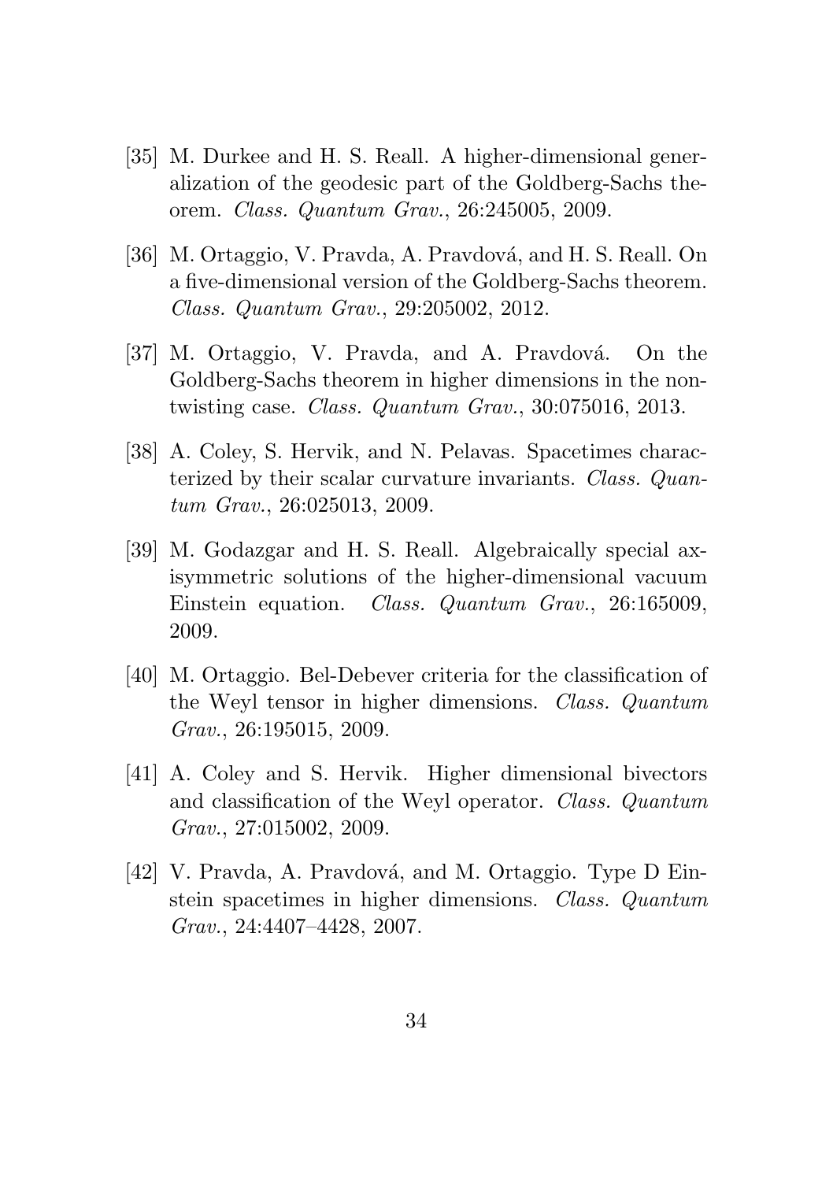[35] M. Durkee and H. S. Reall. A higher-dimensional generalization of the geodesic part of the Goldberg-Sachs theorem. *Class. Quantum Grav.*, 26:245005, 2009.

[36] M. Ortaggio, V. Pravda, A. Pravdová, and H. S. Reall. On a five-dimensional version of the Goldberg-Sachs theorem. *Class. Quantum Grav.*, 29:205002, 2012.

[37] M. Ortaggio, V. Pravda, and A. Pravdová. On the Goldberg-Sachs theorem in higher dimensions in the non-twisting case. *Class. Quantum Grav.*, 30:075016, 2013.

[38] A. Coley, S. Hervik, and N. Pelavas. Spacetimes characterized by their scalar curvature invariants. *Class. Quantum Grav.*, 26:025013, 2009.

[39] M. Godazgar and H. S. Reall. Algebraically special axisymmetric solutions of the higher-dimensional vacuum Einstein equation. *Class. Quantum Grav.*, 26:165009, 2009.

[40] M. Ortaggio. Bel-Debever criteria for the classification of the Weyl tensor in higher dimensions. *Class. Quantum Grav.*, 26:195015, 2009.

[41] A. Coley and S. Hervik. Higher dimensional bivectors and classification of the Weyl operator. *Class. Quantum Grav.*, 27:015002, 2009.

[42] V. Pravda, A. Pravdová, and M. Ortaggio. Type D Einstein spacetimes in higher dimensions. *Class. Quantum Grav.*, 24:4407–4428, 2007.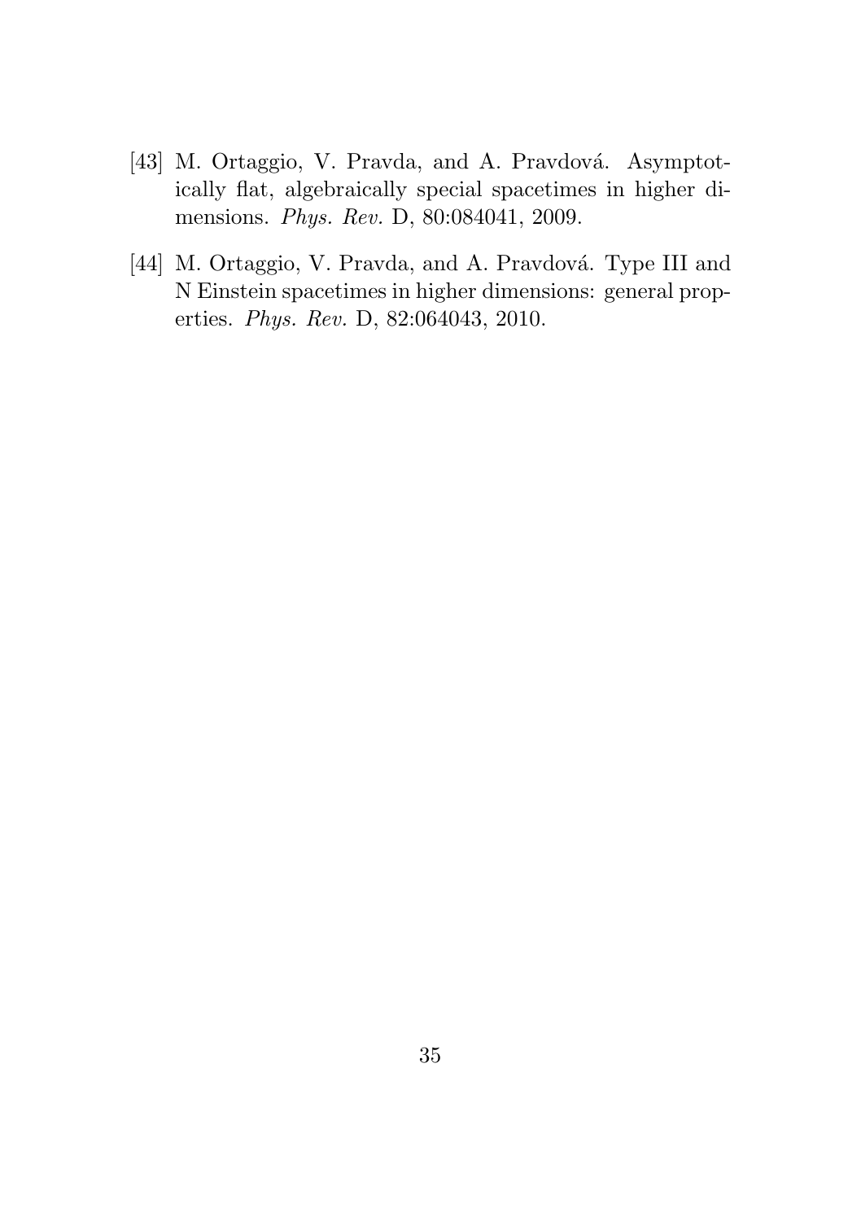[43] M. Ortaggio, V. Pravda, and A. Pravdová. Asymptotically flat, algebraically special spacetimes in higher dimensions. *Phys. Rev.* D, 80:084041, 2009.

[44] M. Ortaggio, V. Pravda, and A. Pravdová. Type III and N Einstein spacetimes in higher dimensions: general properties. *Phys. Rev.* D, 82:064043, 2010.